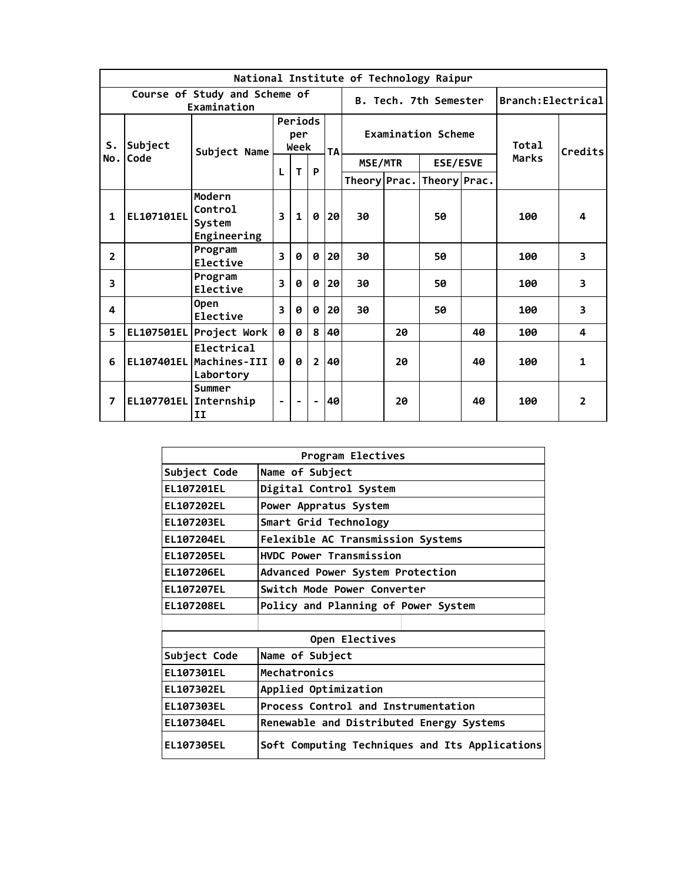| National Institute of Technology Raipur | | | | | | | | | | | | | |
|---|---|---|---|---|---|---|---|---|---|---|---|---|---|
| Course of Study and Scheme of Examination | | | | | | | B. Tech. 7th Semester | | | | Branch:Electrical | | |
| S. No. | Subject Code | Subject Name | Periods per Week | | | TA | Examination Scheme | | | | Total Marks | Credits |
| | | | | | | | MSE/MTR | | ESE/ESVE | | | |
| | | | L | T | P | | Theory | Prac. | Theory | Prac. | | |
| 1 | EL107101EL | Modern Control System Engineering | 3 | 1 | 0 | 20 | 30 | | 50 | | 100 | 4 |
| 2 | | Program Elective | 3 | 0 | 0 | 20 | 30 | | 50 | | 100 | 3 |
| 3 | | Program Elective | 3 | 0 | 0 | 20 | 30 | | 50 | | 100 | 3 |
| 4 | | Open Elective | 3 | 0 | 0 | 20 | 30 | | 50 | | 100 | 3 |
| 5 | EL107501EL | Project Work | 0 | 0 | 8 | 40 | | 20 | | 40 | 100 | 4 |
| 6 | EL107401EL | Electrical Machines-III Labortory | 0 | 0 | 2 | 40 | | 20 | | 40 | 100 | 1 |
| 7 | EL107701EL | Summer Internship II | - | - | - | 40 | | 20 | | 40 | 100 | 2 |

| Program Electives | |
|---|---|
| Subject Code | Name of Subject |
| EL107201EL | Digital Control System |
| EL107202EL | Power Appratus System |
| EL107203EL | Smart Grid Technology |
| EL107204EL | Felexible AC Transmission Systems |
| EL107205EL | HVDC Power Transmission |
| EL107206EL | Advanced Power System Protection |
| EL107207EL | Switch Mode Power Converter |
| EL107208EL | Policy and Planning of Power System |

| Open Electives | |
|---|---|
| Subject Code | Name of Subject |
| EL107301EL | Mechatronics |
| EL107302EL | Applied Optimization |
| EL107303EL | Process Control and Instrumentation |
| EL107304EL | Renewable and Distributed Energy Systems |
| EL107305EL | Soft Computing Techniques and Its Applications |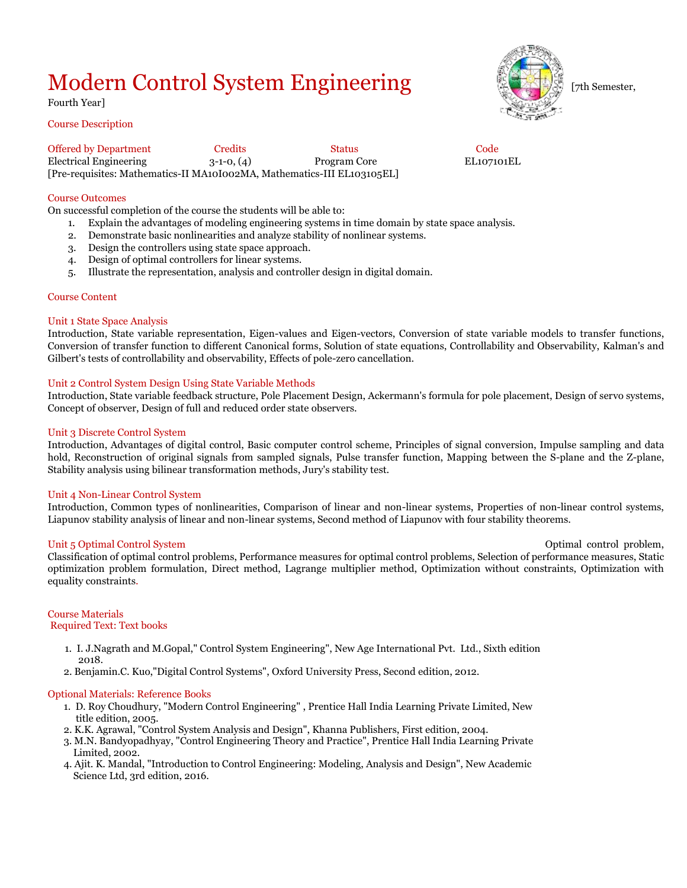# Modern Control System Engineering

[7th Semester, Fourth Year]

## Course Description

| Offered by Department | Credits | Status | Code |
|---|---|---|---|
| Electrical Engineering | 3-1-0, (4) | Program Core | EL107101EL |

[Pre-requisites: Mathematics-II MA10I002MA, Mathematics-III EL103105EL]

## Course Outcomes

On successful completion of the course the students will be able to:

1. Explain the advantages of modeling engineering systems in time domain by state space analysis.
2. Demonstrate basic nonlinearities and analyze stability of nonlinear systems.
3. Design the controllers using state space approach.
4. Design of optimal controllers for linear systems.
5. Illustrate the representation, analysis and controller design in digital domain.

## Course Content

### Unit 1 State Space Analysis

Introduction, State variable representation, Eigen-values and Eigen-vectors, Conversion of state variable models to transfer functions, Conversion of transfer function to different Canonical forms, Solution of state equations, Controllability and Observability, Kalman's and Gilbert's tests of controllability and observability, Effects of pole-zero cancellation.

### Unit 2 Control System Design Using State Variable Methods

Introduction, State variable feedback structure, Pole Placement Design, Ackermann's formula for pole placement, Design of servo systems, Concept of observer, Design of full and reduced order state observers.

### Unit 3 Discrete Control System

Introduction, Advantages of digital control, Basic computer control scheme, Principles of signal conversion, Impulse sampling and data hold, Reconstruction of original signals from sampled signals, Pulse transfer function, Mapping between the S-plane and the Z-plane, Stability analysis using bilinear transformation methods, Jury's stability test.

### Unit 4 Non-Linear Control System

Introduction, Common types of nonlinearities, Comparison of linear and non-linear systems, Properties of non-linear control systems, Liapunov stability analysis of linear and non-linear systems, Second method of Liapunov with four stability theorems.

### Unit 5 Optimal Control System

Optimal control problem, Classification of optimal control problems, Performance measures for optimal control problems, Selection of performance measures, Static optimization problem formulation, Direct method, Lagrange multiplier method, Optimization without constraints, Optimization with equality constraints.

## Course Materials

### Required Text: Text books

1. I. J.Nagrath and M.Gopal," Control System Engineering", New Age International Pvt. Ltd., Sixth edition 2018.
2. Benjamin.C. Kuo,"Digital Control Systems", Oxford University Press, Second edition, 2012.

### Optional Materials: Reference Books

1. D. Roy Choudhury, "Modern Control Engineering" , Prentice Hall India Learning Private Limited, New title edition, 2005.
2. K.K. Agrawal, "Control System Analysis and Design", Khanna Publishers, First edition, 2004.
3. M.N. Bandyopadhyay, "Control Engineering Theory and Practice", Prentice Hall India Learning Private Limited, 2002.
4. Ajit. K. Mandal, "Introduction to Control Engineering: Modeling, Analysis and Design", New Academic Science Ltd, 3rd edition, 2016.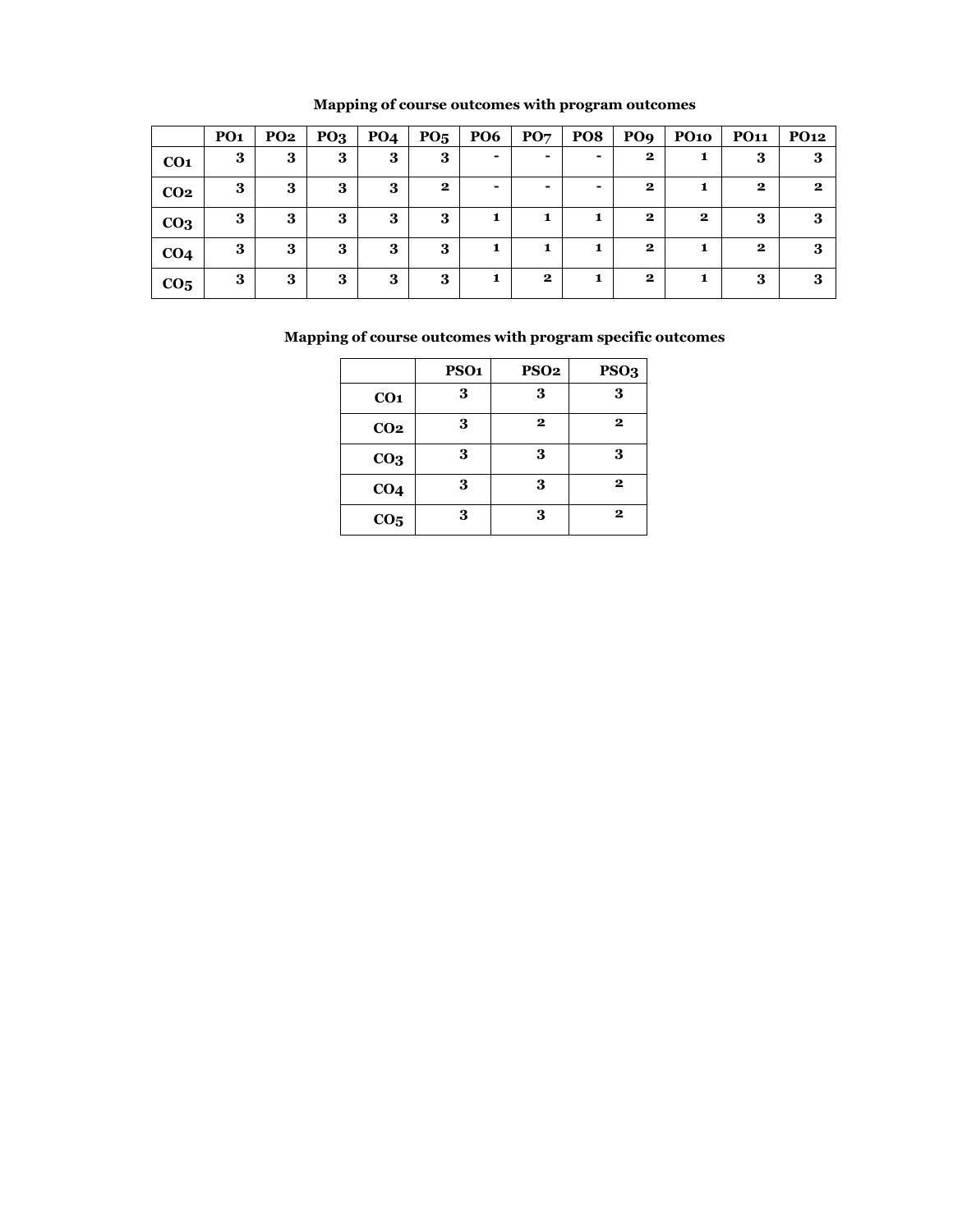**Mapping of course outcomes with program outcomes**

| | PO1 | PO2 | PO3 | PO4 | PO5 | PO6 | PO7 | PO8 | PO9 | PO10 | PO11 | PO12 |
|---|---|---|---|---|---|---|---|---|---|---|---|---|
| CO1 | 3 | 3 | 3 | 3 | 3 | - | - | - | 2 | 1 | 3 | 3 |
| CO2 | 3 | 3 | 3 | 3 | 2 | - | - | - | 2 | 1 | 2 | 2 |
| CO3 | 3 | 3 | 3 | 3 | 3 | 1 | 1 | 1 | 2 | 2 | 3 | 3 |
| CO4 | 3 | 3 | 3 | 3 | 3 | 1 | 1 | 1 | 2 | 1 | 2 | 3 |
| CO5 | 3 | 3 | 3 | 3 | 3 | 1 | 2 | 1 | 2 | 1 | 3 | 3 |

**Mapping of course outcomes with program specific outcomes**

| | PSO1 | PSO2 | PSO3 |
|---|---|---|---|
| CO1 | 3 | 3 | 3 |
| CO2 | 3 | 2 | 2 |
| CO3 | 3 | 3 | 3 |
| CO4 | 3 | 3 | 2 |
| CO5 | 3 | 3 | 2 |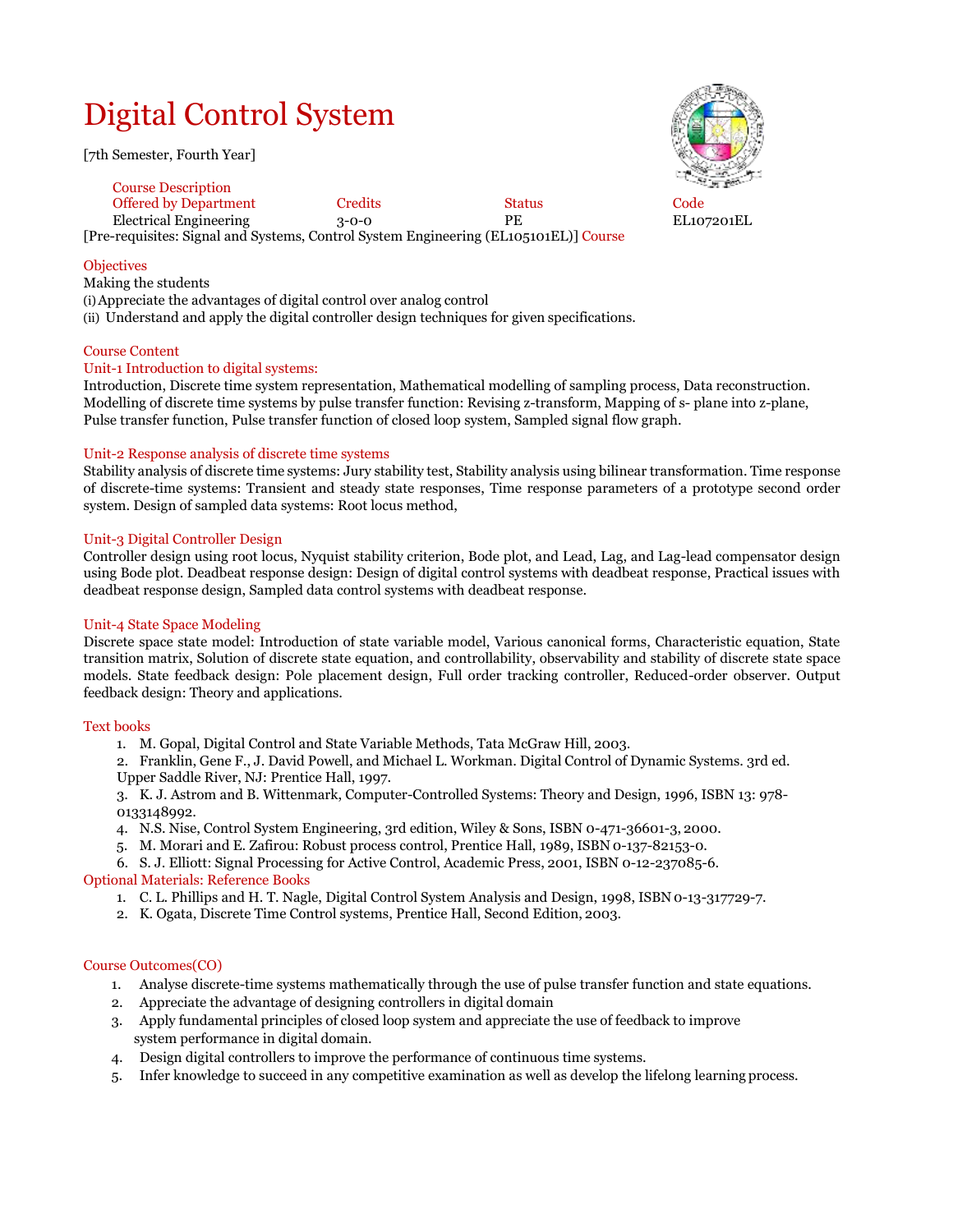# Digital Control System

[7th Semester, Fourth Year]

Course Description

| Offered by Department | Credits | Status | Code |
|---|---|---|---|
| Electrical Engineering | 3-0-0 | PE | EL107201EL |

[Pre-requisites: Signal and Systems, Control System Engineering (EL105101EL)] Course

## Objectives

Making the students

(i) Appreciate the advantages of digital control over analog control

(ii) Understand and apply the digital controller design techniques for given specifications.

## Course Content

### Unit-1 Introduction to digital systems:

Introduction, Discrete time system representation, Mathematical modelling of sampling process, Data reconstruction. Modelling of discrete time systems by pulse transfer function: Revising z-transform, Mapping of s- plane into z-plane, Pulse transfer function, Pulse transfer function of closed loop system, Sampled signal flow graph.

### Unit-2 Response analysis of discrete time systems

Stability analysis of discrete time systems: Jury stability test, Stability analysis using bilinear transformation. Time response of discrete-time systems: Transient and steady state responses, Time response parameters of a prototype second order system. Design of sampled data systems: Root locus method,

### Unit-3 Digital Controller Design

Controller design using root locus, Nyquist stability criterion, Bode plot, and Lead, Lag, and Lag-lead compensator design using Bode plot. Deadbeat response design: Design of digital control systems with deadbeat response, Practical issues with deadbeat response design, Sampled data control systems with deadbeat response.

### Unit-4 State Space Modeling

Discrete space state model: Introduction of state variable model, Various canonical forms, Characteristic equation, State transition matrix, Solution of discrete state equation, and controllability, observability and stability of discrete state space models. State feedback design: Pole placement design, Full order tracking controller, Reduced-order observer. Output feedback design: Theory and applications.

## Text books

1. M. Gopal, Digital Control and State Variable Methods, Tata McGraw Hill, 2003.
2. Franklin, Gene F., J. David Powell, and Michael L. Workman. Digital Control of Dynamic Systems. 3rd ed. Upper Saddle River, NJ: Prentice Hall, 1997.
3. K. J. Astrom and B. Wittenmark, Computer-Controlled Systems: Theory and Design, 1996, ISBN 13: 978-0133148992.
4. N.S. Nise, Control System Engineering, 3rd edition, Wiley & Sons, ISBN 0-471-36601-3, 2000.
5. M. Morari and E. Zafirou: Robust process control, Prentice Hall, 1989, ISBN 0-137-82153-0.
6. S. J. Elliott: Signal Processing for Active Control, Academic Press, 2001, ISBN 0-12-237085-6.

## Optional Materials: Reference Books

1. C. L. Phillips and H. T. Nagle, Digital Control System Analysis and Design, 1998, ISBN 0-13-317729-7.
2. K. Ogata, Discrete Time Control systems, Prentice Hall, Second Edition, 2003.

## Course Outcomes(CO)

1. Analyse discrete-time systems mathematically through the use of pulse transfer function and state equations.
2. Appreciate the advantage of designing controllers in digital domain
3. Apply fundamental principles of closed loop system and appreciate the use of feedback to improve system performance in digital domain.
4. Design digital controllers to improve the performance of continuous time systems.
5. Infer knowledge to succeed in any competitive examination as well as develop the lifelong learning process.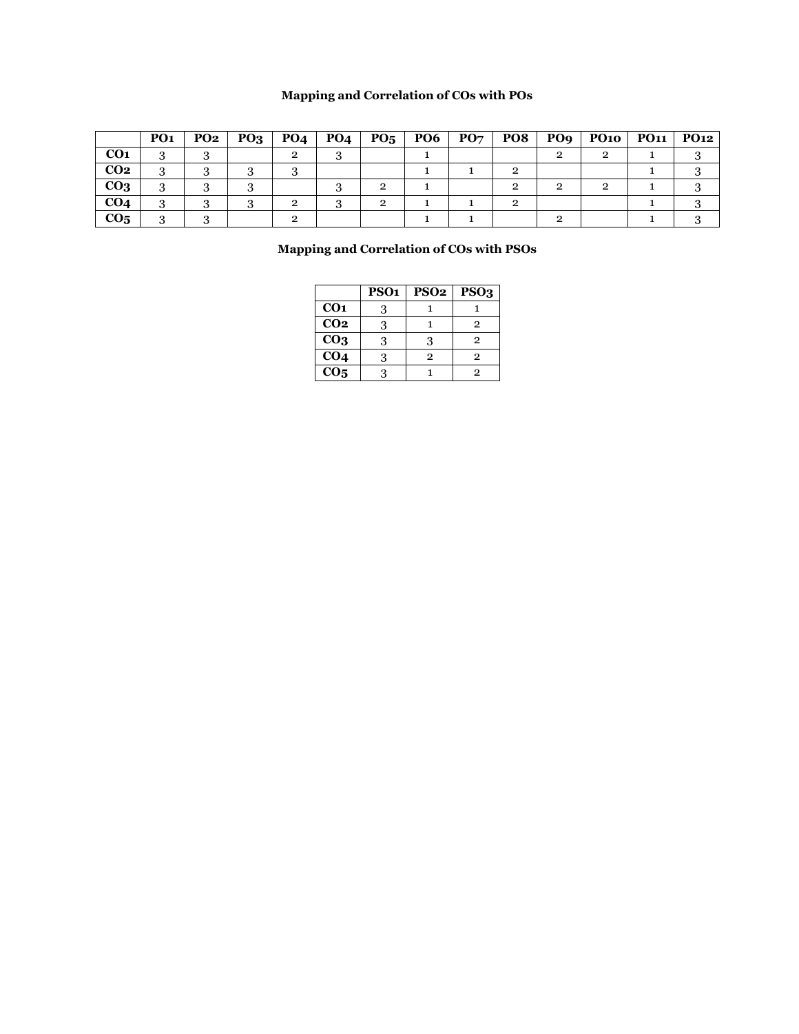**Mapping and Correlation of COs with POs**

| | PO1 | PO2 | PO3 | PO4 | PO4 | PO5 | PO6 | PO7 | PO8 | PO9 | PO10 | PO11 | PO12 |
|---|---|---|---|---|---|---|---|---|---|---|---|---|---|
| **CO1** | 3 | 3 | | 2 | 3 | | 1 | | | 2 | 2 | 1 | 3 |
| **CO2** | 3 | 3 | 3 | 3 | | | 1 | 1 | 2 | | | 1 | 3 |
| **CO3** | 3 | 3 | 3 | | 3 | 2 | 1 | | 2 | 2 | 2 | 1 | 3 |
| **CO4** | 3 | 3 | 3 | 2 | 3 | 2 | 1 | 1 | 2 | | | 1 | 3 |
| **CO5** | 3 | 3 | | 2 | | | 1 | 1 | | 2 | | 1 | 3 |

**Mapping and Correlation of COs with PSOs**

| | PSO1 | PSO2 | PSO3 |
|---|---|---|---|
| **CO1** | 3 | 1 | 1 |
| **CO2** | 3 | 1 | 2 |
| **CO3** | 3 | 3 | 2 |
| **CO4** | 3 | 2 | 2 |
| **CO5** | 3 | 1 | 2 |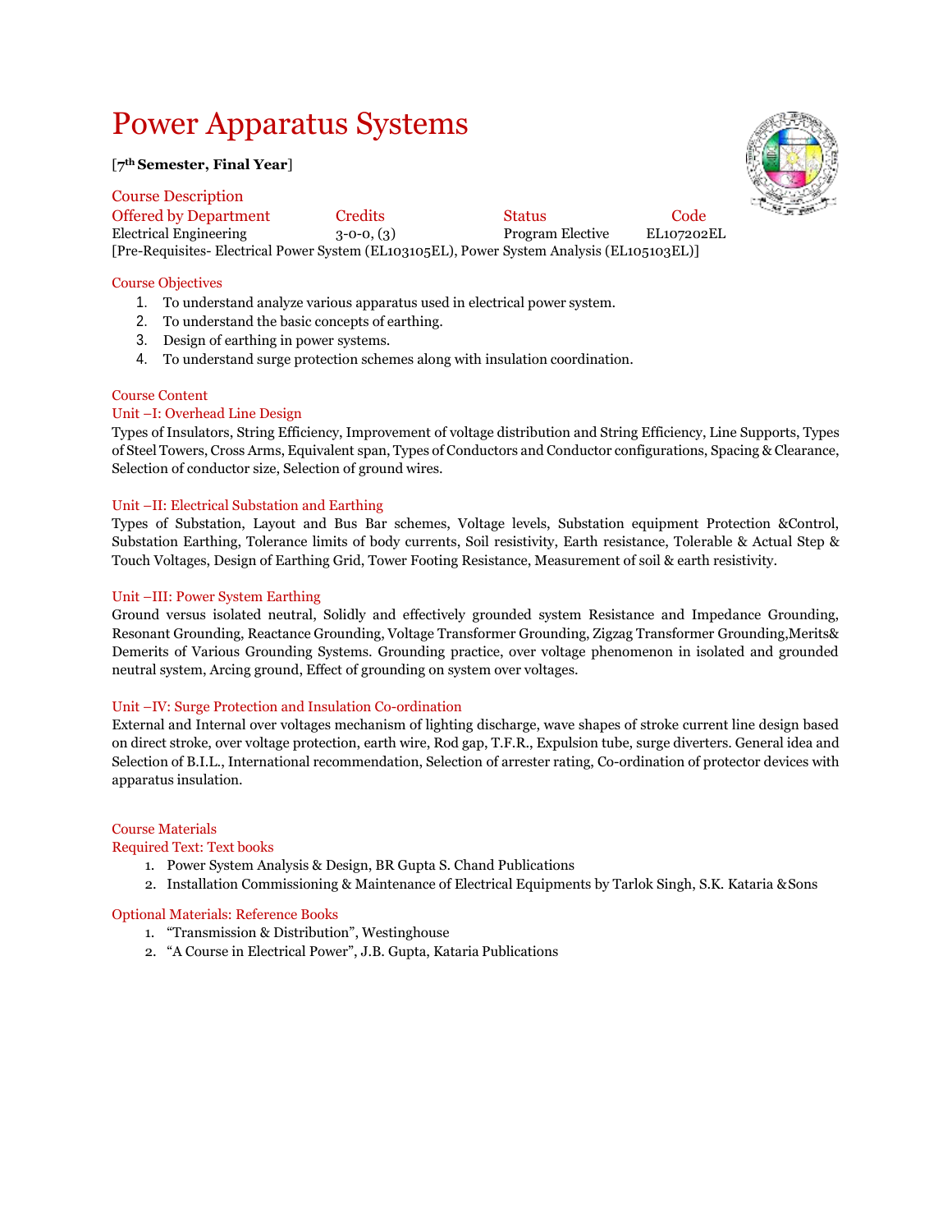# Power Apparatus Systems

**[7th Semester, Final Year]**

## Course Description

| Offered by Department | Credits | Status | Code |
|---|---|---|---|
| Electrical Engineering | 3-0-0, (3) | Program Elective | EL107202EL |

[Pre-Requisites- Electrical Power System (EL103105EL), Power System Analysis (EL105103EL)]

## Course Objectives

1. To understand analyze various apparatus used in electrical power system.
2. To understand the basic concepts of earthing.
3. Design of earthing in power systems.
4. To understand surge protection schemes along with insulation coordination.

## Course Content

### Unit –I: Overhead Line Design

Types of Insulators, String Efficiency, Improvement of voltage distribution and String Efficiency, Line Supports, Types of Steel Towers, Cross Arms, Equivalent span, Types of Conductors and Conductor configurations, Spacing & Clearance, Selection of conductor size, Selection of ground wires.

### Unit –II: Electrical Substation and Earthing

Types of Substation, Layout and Bus Bar schemes, Voltage levels, Substation equipment Protection &Control, Substation Earthing, Tolerance limits of body currents, Soil resistivity, Earth resistance, Tolerable & Actual Step & Touch Voltages, Design of Earthing Grid, Tower Footing Resistance, Measurement of soil & earth resistivity.

### Unit –III: Power System Earthing

Ground versus isolated neutral, Solidly and effectively grounded system Resistance and Impedance Grounding, Resonant Grounding, Reactance Grounding, Voltage Transformer Grounding, Zigzag Transformer Grounding,Merits& Demerits of Various Grounding Systems. Grounding practice, over voltage phenomenon in isolated and grounded neutral system, Arcing ground, Effect of grounding on system over voltages.

### Unit –IV: Surge Protection and Insulation Co-ordination

External and Internal over voltages mechanism of lighting discharge, wave shapes of stroke current line design based on direct stroke, over voltage protection, earth wire, Rod gap, T.F.R., Expulsion tube, surge diverters. General idea and Selection of B.I.L., International recommendation, Selection of arrester rating, Co-ordination of protector devices with apparatus insulation.

## Course Materials

### Required Text: Text books

1. Power System Analysis & Design, BR Gupta S. Chand Publications
2. Installation Commissioning & Maintenance of Electrical Equipments by Tarlok Singh, S.K. Kataria & Sons

### Optional Materials: Reference Books

1. "Transmission & Distribution", Westinghouse
2. "A Course in Electrical Power", J.B. Gupta, Kataria Publications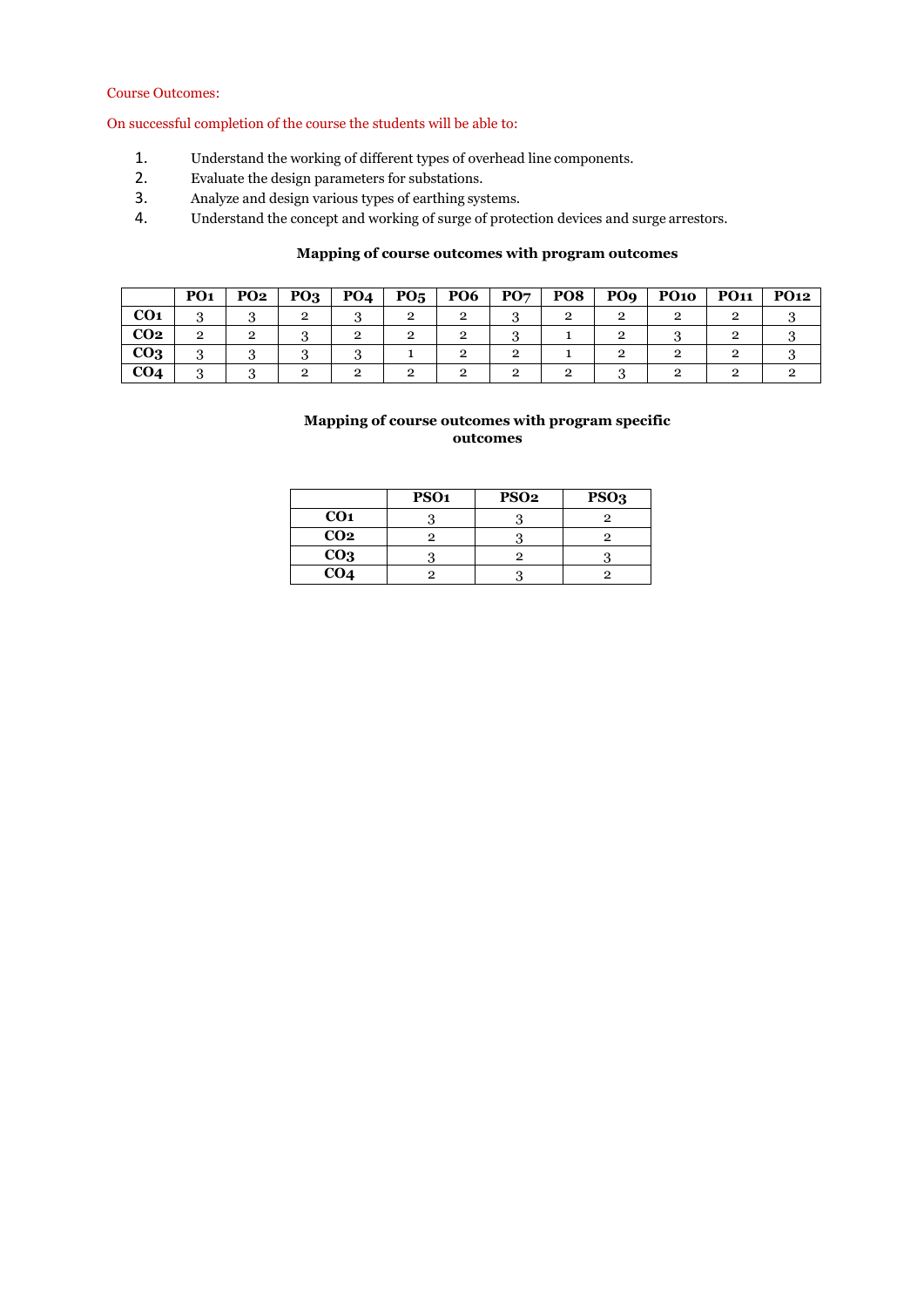Course Outcomes:

On successful completion of the course the students will be able to:

1. Understand the working of different types of overhead line components.
2. Evaluate the design parameters for substations.
3. Analyze and design various types of earthing systems.
4. Understand the concept and working of surge of protection devices and surge arrestors.

**Mapping of course outcomes with program outcomes**

| | PO1 | PO2 | PO3 | PO4 | PO5 | PO6 | PO7 | PO8 | PO9 | PO10 | PO11 | PO12 |
|---|---|---|---|---|---|---|---|---|---|---|---|---|
| CO1 | 3 | 3 | 2 | 3 | 2 | 2 | 3 | 2 | 2 | 2 | 2 | 3 |
| CO2 | 2 | 2 | 3 | 2 | 2 | 2 | 3 | 1 | 2 | 3 | 2 | 3 |
| CO3 | 3 | 3 | 3 | 3 | 1 | 2 | 2 | 1 | 2 | 2 | 2 | 3 |
| CO4 | 3 | 3 | 2 | 2 | 2 | 2 | 2 | 2 | 3 | 2 | 2 | 2 |

**Mapping of course outcomes with program specific outcomes**

| | PSO1 | PSO2 | PSO3 |
|---|---|---|---|
| CO1 | 3 | 3 | 2 |
| CO2 | 2 | 3 | 2 |
| CO3 | 3 | 2 | 3 |
| CO4 | 2 | 3 | 2 |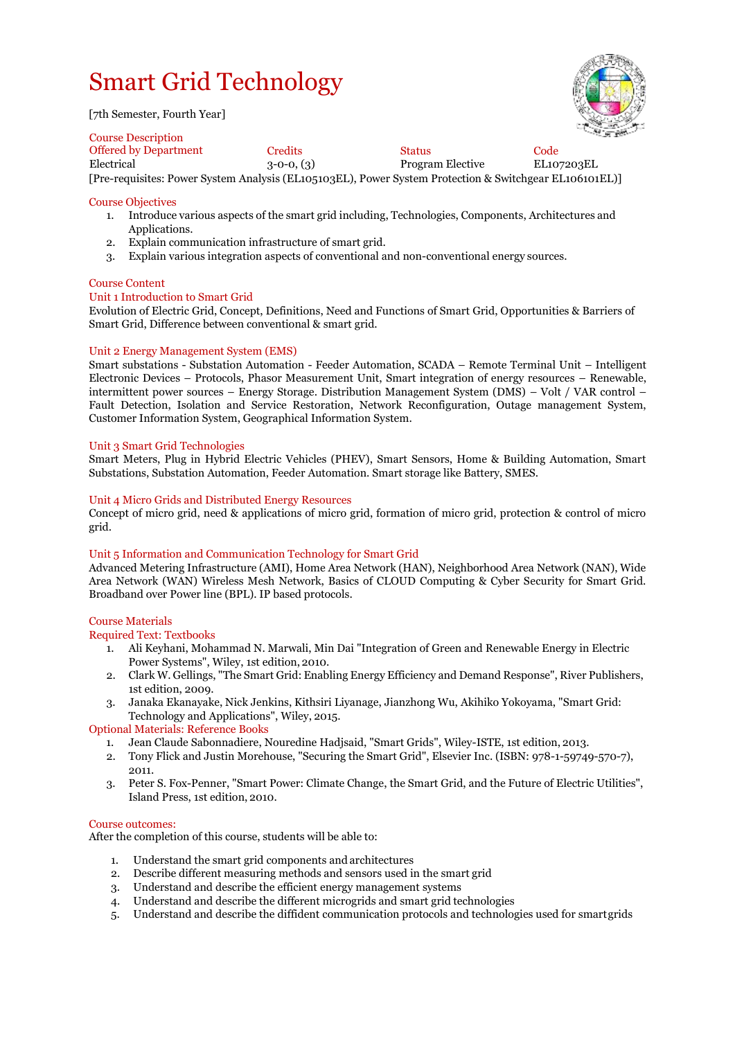# Smart Grid Technology

[7th Semester, Fourth Year]

## Course Description

| Offered by Department | Credits | Status | Code |
|---|---|---|---|
| Electrical | 3-0-0, (3) | Program Elective | EL107203EL |

[Pre-requisites: Power System Analysis (EL105103EL), Power System Protection & Switchgear EL106101EL)]

## Course Objectives

1. Introduce various aspects of the smart grid including, Technologies, Components, Architectures and Applications.
2. Explain communication infrastructure of smart grid.
3. Explain various integration aspects of conventional and non-conventional energy sources.

## Course Content

### Unit 1 Introduction to Smart Grid

Evolution of Electric Grid, Concept, Definitions, Need and Functions of Smart Grid, Opportunities & Barriers of Smart Grid, Difference between conventional & smart grid.

### Unit 2 Energy Management System (EMS)

Smart substations - Substation Automation - Feeder Automation, SCADA – Remote Terminal Unit – Intelligent Electronic Devices – Protocols, Phasor Measurement Unit, Smart integration of energy resources – Renewable, intermittent power sources – Energy Storage. Distribution Management System (DMS) – Volt / VAR control – Fault Detection, Isolation and Service Restoration, Network Reconfiguration, Outage management System, Customer Information System, Geographical Information System.

### Unit 3 Smart Grid Technologies

Smart Meters, Plug in Hybrid Electric Vehicles (PHEV), Smart Sensors, Home & Building Automation, Smart Substations, Substation Automation, Feeder Automation. Smart storage like Battery, SMES.

### Unit 4 Micro Grids and Distributed Energy Resources

Concept of micro grid, need & applications of micro grid, formation of micro grid, protection & control of micro grid.

### Unit 5 Information and Communication Technology for Smart Grid

Advanced Metering Infrastructure (AMI), Home Area Network (HAN), Neighborhood Area Network (NAN), Wide Area Network (WAN) Wireless Mesh Network, Basics of CLOUD Computing & Cyber Security for Smart Grid. Broadband over Power line (BPL). IP based protocols.

## Course Materials

### Required Text: Textbooks

1. Ali Keyhani, Mohammad N. Marwali, Min Dai "Integration of Green and Renewable Energy in Electric Power Systems", Wiley, 1st edition, 2010.
2. Clark W. Gellings, "The Smart Grid: Enabling Energy Efficiency and Demand Response", River Publishers, 1st edition, 2009.
3. Janaka Ekanayake, Nick Jenkins, Kithsiri Liyanage, Jianzhong Wu, Akihiko Yokoyama, "Smart Grid: Technology and Applications", Wiley, 2015.

### Optional Materials: Reference Books

1. Jean Claude Sabonnadiere, Nouredine Hadjsaid, "Smart Grids", Wiley-ISTE, 1st edition, 2013.
2. Tony Flick and Justin Morehouse, "Securing the Smart Grid", Elsevier Inc. (ISBN: 978-1-59749-570-7), 2011.
3. Peter S. Fox-Penner, "Smart Power: Climate Change, the Smart Grid, and the Future of Electric Utilities", Island Press, 1st edition, 2010.

## Course outcomes:

After the completion of this course, students will be able to:

1. Understand the smart grid components and architectures
2. Describe different measuring methods and sensors used in the smart grid
3. Understand and describe the efficient energy management systems
4. Understand and describe the different microgrids and smart grid technologies
5. Understand and describe the diffident communication protocols and technologies used for smart grids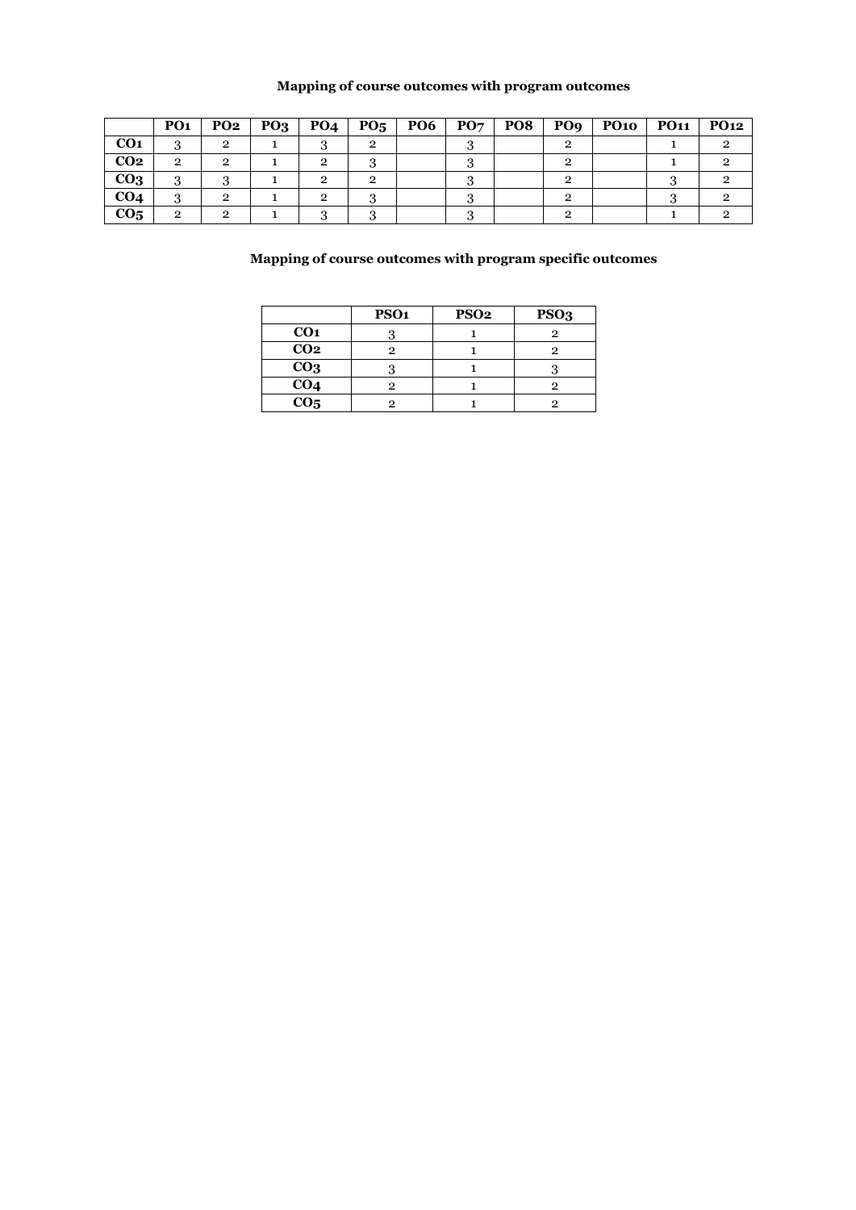**Mapping of course outcomes with program outcomes**

| | PO1 | PO2 | PO3 | PO4 | PO5 | PO6 | PO7 | PO8 | PO9 | PO10 | PO11 | PO12 |
|---|---|---|---|---|---|---|---|---|---|---|---|---|
| **CO1** | 3 | 2 | 1 | 3 | 2 | | 3 | | 2 | | 1 | 2 |
| **CO2** | 2 | 2 | 1 | 2 | 3 | | 3 | | 2 | | 1 | 2 |
| **CO3** | 3 | 3 | 1 | 2 | 2 | | 3 | | 2 | | 3 | 2 |
| **CO4** | 3 | 2 | 1 | 2 | 3 | | 3 | | 2 | | 3 | 2 |
| **CO5** | 2 | 2 | 1 | 3 | 3 | | 3 | | 2 | | 1 | 2 |

**Mapping of course outcomes with program specific outcomes**

| | PSO1 | PSO2 | PSO3 |
|---|---|---|---|
| **CO1** | 3 | 1 | 2 |
| **CO2** | 2 | 1 | 2 |
| **CO3** | 3 | 1 | 3 |
| **CO4** | 2 | 1 | 2 |
| **CO5** | 2 | 1 | 2 |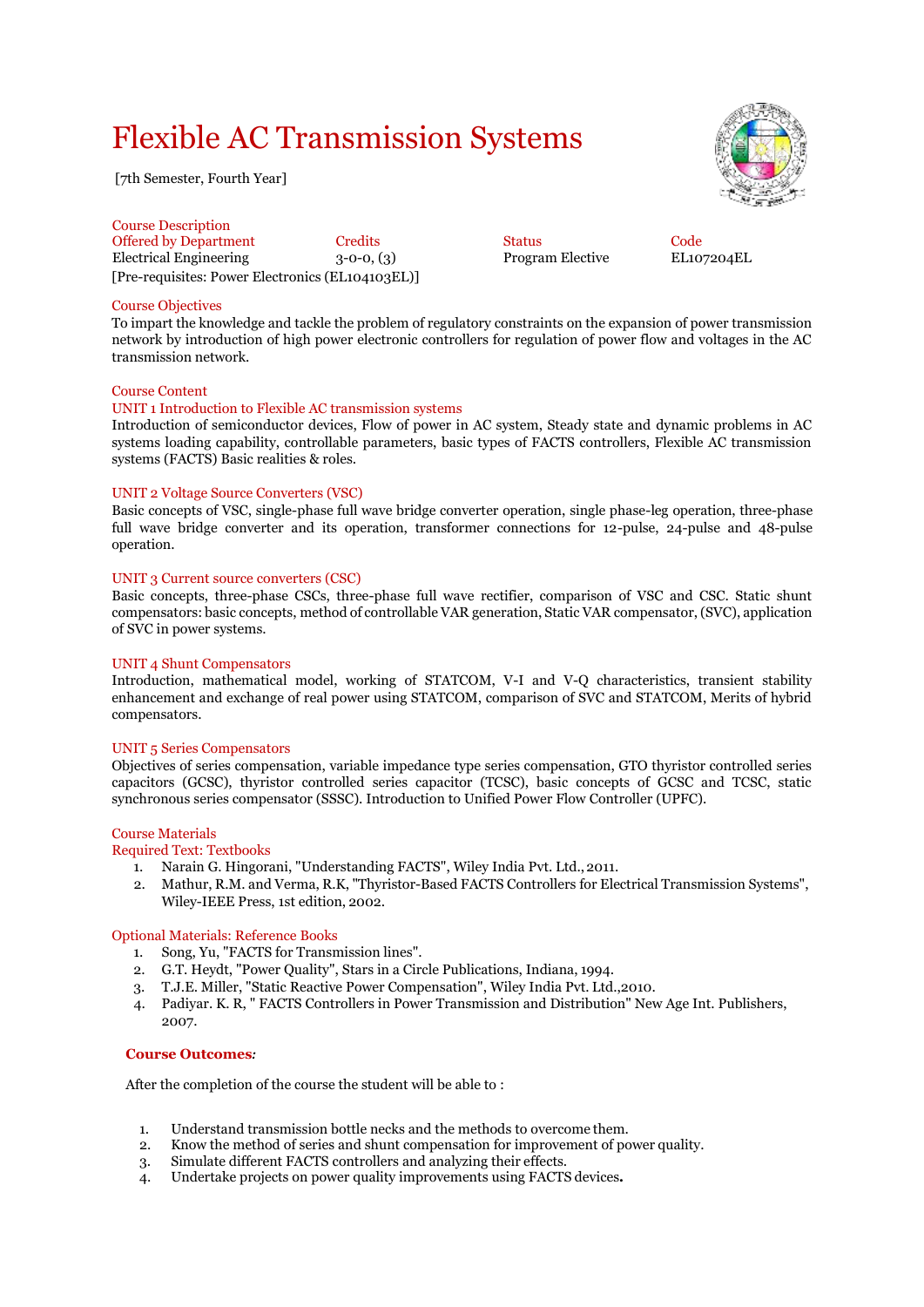# Flexible AC Transmission Systems

[7th Semester, Fourth Year]

## Course Description

| Offered by Department | Credits | Status | Code |
|---|---|---|---|
| Electrical Engineering | 3-0-0, (3) | Program Elective | EL107204EL |

[Pre-requisites: Power Electronics (EL104103EL)]

## Course Objectives

To impart the knowledge and tackle the problem of regulatory constraints on the expansion of power transmission network by introduction of high power electronic controllers for regulation of power flow and voltages in the AC transmission network.

## Course Content

### UNIT 1 Introduction to Flexible AC transmission systems

Introduction of semiconductor devices, Flow of power in AC system, Steady state and dynamic problems in AC systems loading capability, controllable parameters, basic types of FACTS controllers, Flexible AC transmission systems (FACTS) Basic realities & roles.

### UNIT 2 Voltage Source Converters (VSC)

Basic concepts of VSC, single-phase full wave bridge converter operation, single phase-leg operation, three-phase full wave bridge converter and its operation, transformer connections for 12-pulse, 24-pulse and 48-pulse operation.

### UNIT 3 Current source converters (CSC)

Basic concepts, three-phase CSCs, three-phase full wave rectifier, comparison of VSC and CSC. Static shunt compensators: basic concepts, method of controllable VAR generation, Static VAR compensator, (SVC), application of SVC in power systems.

### UNIT 4 Shunt Compensators

Introduction, mathematical model, working of STATCOM, V-I and V-Q characteristics, transient stability enhancement and exchange of real power using STATCOM, comparison of SVC and STATCOM, Merits of hybrid compensators.

### UNIT 5 Series Compensators

Objectives of series compensation, variable impedance type series compensation, GTO thyristor controlled series capacitors (GCSC), thyristor controlled series capacitor (TCSC), basic concepts of GCSC and TCSC, static synchronous series compensator (SSSC). Introduction to Unified Power Flow Controller (UPFC).

## Course Materials

### Required Text: Textbooks

1. Narain G. Hingorani, "Understanding FACTS", Wiley India Pvt. Ltd., 2011.
2. Mathur, R.M. and Verma, R.K, "Thyristor-Based FACTS Controllers for Electrical Transmission Systems", Wiley-IEEE Press, 1st edition, 2002.

### Optional Materials: Reference Books

1. Song, Yu, "FACTS for Transmission lines".
2. G.T. Heydt, "Power Quality", Stars in a Circle Publications, Indiana, 1994.
3. T.J.E. Miller, "Static Reactive Power Compensation", Wiley India Pvt. Ltd.,2010.
4. Padiyar. K. R, " FACTS Controllers in Power Transmission and Distribution" New Age Int. Publishers, 2007.

## **Course Outcomes**:

After the completion of the course the student will be able to :

1. Understand transmission bottle necks and the methods to overcome them.
2. Know the method of series and shunt compensation for improvement of power quality.
3. Simulate different FACTS controllers and analyzing their effects.
4. Undertake projects on power quality improvements using FACTS devices**.**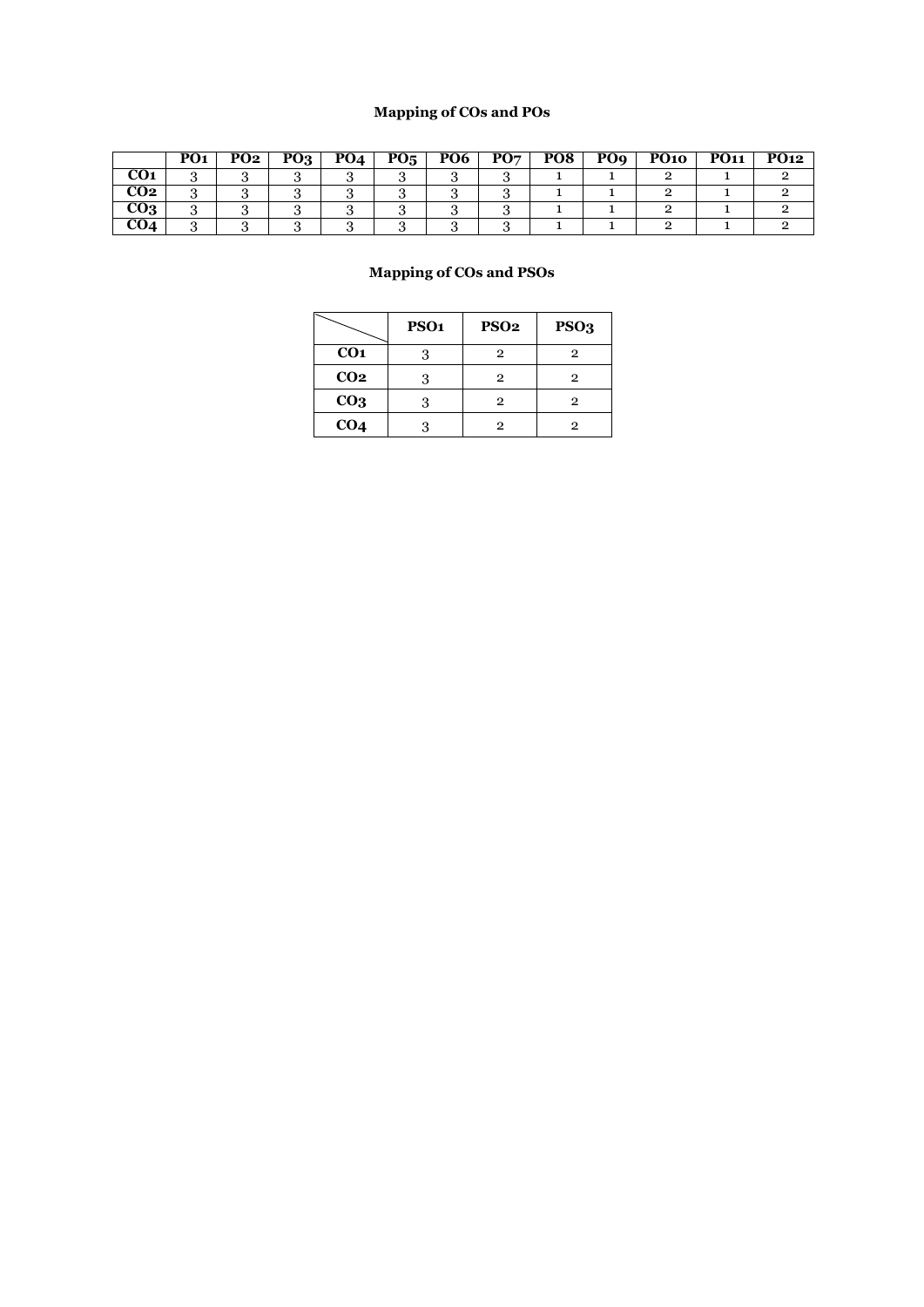## Mapping of COs and POs

| | PO1 | PO2 | PO3 | PO4 | PO5 | PO6 | PO7 | PO8 | PO9 | PO10 | PO11 | PO12 |
|---|---|---|---|---|---|---|---|---|---|---|---|---|
| **CO1** | 3 | 3 | 3 | 3 | 3 | 3 | 3 | 1 | 1 | 2 | 1 | 2 |
| **CO2** | 3 | 3 | 3 | 3 | 3 | 3 | 3 | 1 | 1 | 2 | 1 | 2 |
| **CO3** | 3 | 3 | 3 | 3 | 3 | 3 | 3 | 1 | 1 | 2 | 1 | 2 |
| **CO4** | 3 | 3 | 3 | 3 | 3 | 3 | 3 | 1 | 1 | 2 | 1 | 2 |

## Mapping of COs and PSOs

| | PSO1 | PSO2 | PSO3 |
|---|---|---|---|
| **CO1** | 3 | 2 | 2 |
| **CO2** | 3 | 2 | 2 |
| **CO3** | 3 | 2 | 2 |
| **CO4** | 3 | 2 | 2 |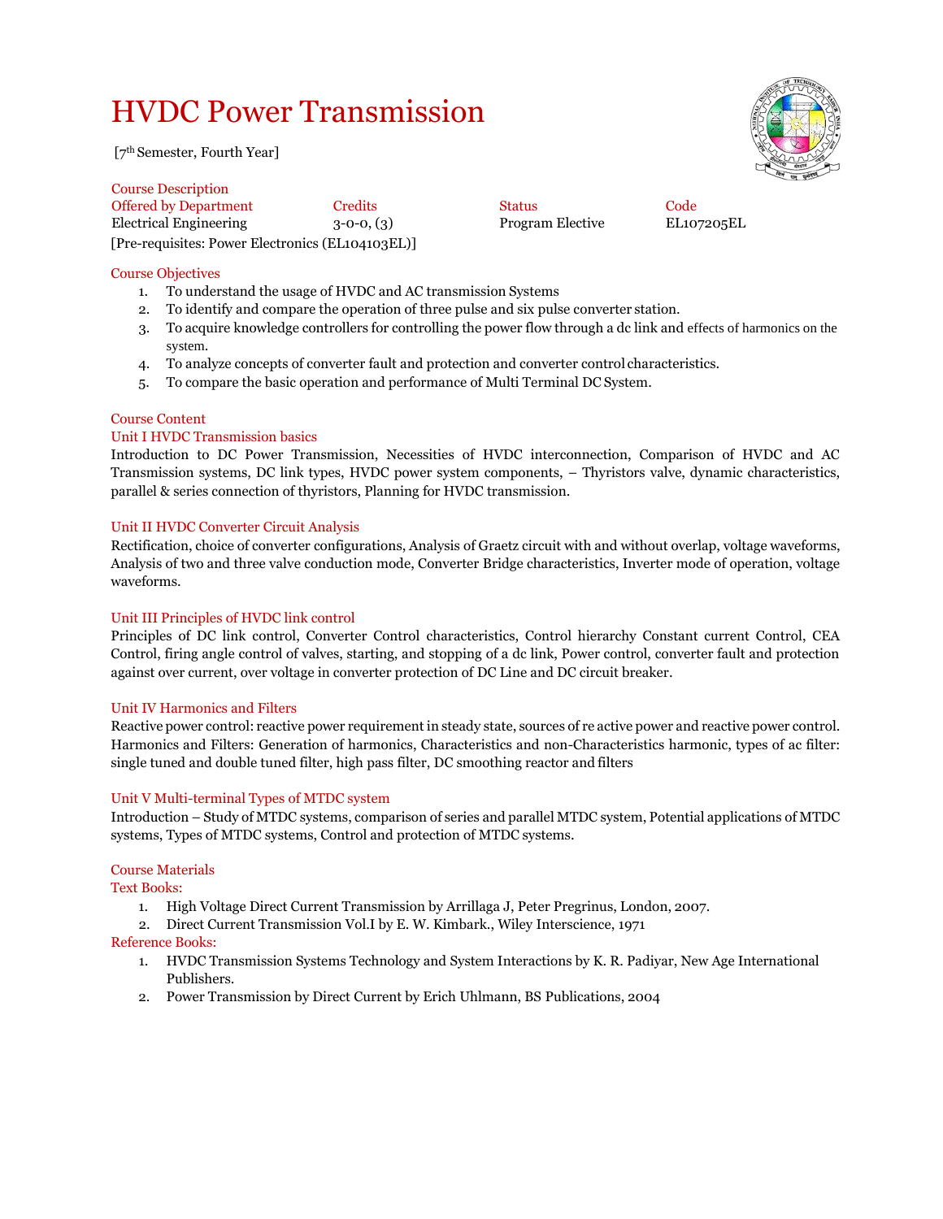# HVDC Power Transmission

[7th Semester, Fourth Year]

Course Description

| Offered by Department | Credits | Status | Code |
|---|---|---|---|
| Electrical Engineering | 3-0-0, (3) | Program Elective | EL107205EL |

[Pre-requisites: Power Electronics (EL104103EL)]

## Course Objectives

1. To understand the usage of HVDC and AC transmission Systems
2. To identify and compare the operation of three pulse and six pulse converter station.
3. To acquire knowledge controllers for controlling the power flow through a dc link and effects of harmonics on the system.
4. To analyze concepts of converter fault and protection and converter control characteristics.
5. To compare the basic operation and performance of Multi Terminal DC System.

## Course Content

### Unit I HVDC Transmission basics

Introduction to DC Power Transmission, Necessities of HVDC interconnection, Comparison of HVDC and AC Transmission systems, DC link types, HVDC power system components, – Thyristors valve, dynamic characteristics, parallel & series connection of thyristors, Planning for HVDC transmission.

### Unit II HVDC Converter Circuit Analysis

Rectification, choice of converter configurations, Analysis of Graetz circuit with and without overlap, voltage waveforms, Analysis of two and three valve conduction mode, Converter Bridge characteristics, Inverter mode of operation, voltage waveforms.

### Unit III Principles of HVDC link control

Principles of DC link control, Converter Control characteristics, Control hierarchy Constant current Control, CEA Control, firing angle control of valves, starting, and stopping of a dc link, Power control, converter fault and protection against over current, over voltage in converter protection of DC Line and DC circuit breaker.

### Unit IV Harmonics and Filters

Reactive power control: reactive power requirement in steady state, sources of re active power and reactive power control. Harmonics and Filters: Generation of harmonics, Characteristics and non-Characteristics harmonic, types of ac filter: single tuned and double tuned filter, high pass filter, DC smoothing reactor and filters

### Unit V Multi-terminal Types of MTDC system

Introduction – Study of MTDC systems, comparison of series and parallel MTDC system, Potential applications of MTDC systems, Types of MTDC systems, Control and protection of MTDC systems.

## Course Materials

### Text Books:

1. High Voltage Direct Current Transmission by Arrillaga J, Peter Pregrinus, London, 2007.
2. Direct Current Transmission Vol.I by E. W. Kimbark., Wiley Interscience, 1971

### Reference Books:

1. HVDC Transmission Systems Technology and System Interactions by K. R. Padiyar, New Age International Publishers.
2. Power Transmission by Direct Current by Erich Uhlmann, BS Publications, 2004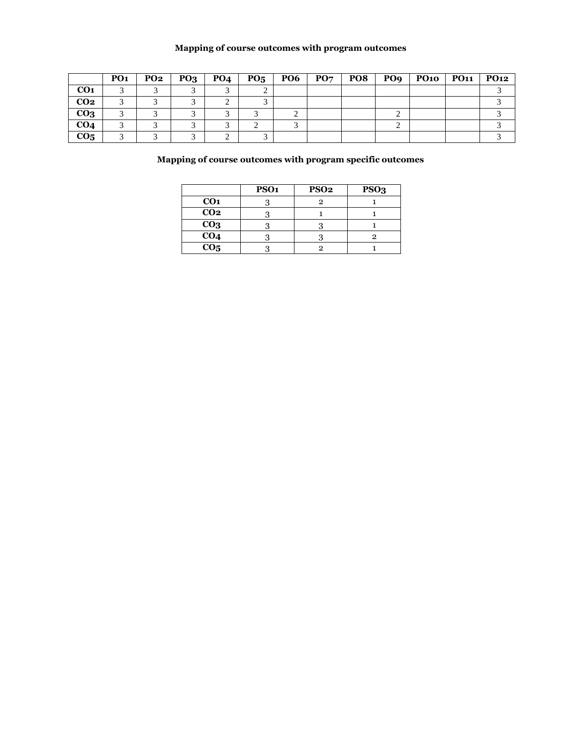**Mapping of course outcomes with program outcomes**

| | PO1 | PO2 | PO3 | PO4 | PO5 | PO6 | PO7 | PO8 | PO9 | PO10 | PO11 | PO12 |
|---|---|---|---|---|---|---|---|---|---|---|---|---|
| **CO1** | 3 | 3 | 3 | 3 | 2 | | | | | | | 3 |
| **CO2** | 3 | 3 | 3 | 2 | 3 | | | | | | | 3 |
| **CO3** | 3 | 3 | 3 | 3 | 3 | 2 | | | 2 | | | 3 |
| **CO4** | 3 | 3 | 3 | 3 | 2 | 3 | | | 2 | | | 3 |
| **CO5** | 3 | 3 | 3 | 2 | 3 | | | | | | | 3 |

**Mapping of course outcomes with program specific outcomes**

| | PSO1 | PSO2 | PSO3 |
|---|---|---|---|
| **CO1** | 3 | 2 | 1 |
| **CO2** | 3 | 1 | 1 |
| **CO3** | 3 | 3 | 1 |
| **CO4** | 3 | 3 | 2 |
| **CO5** | 3 | 2 | 1 |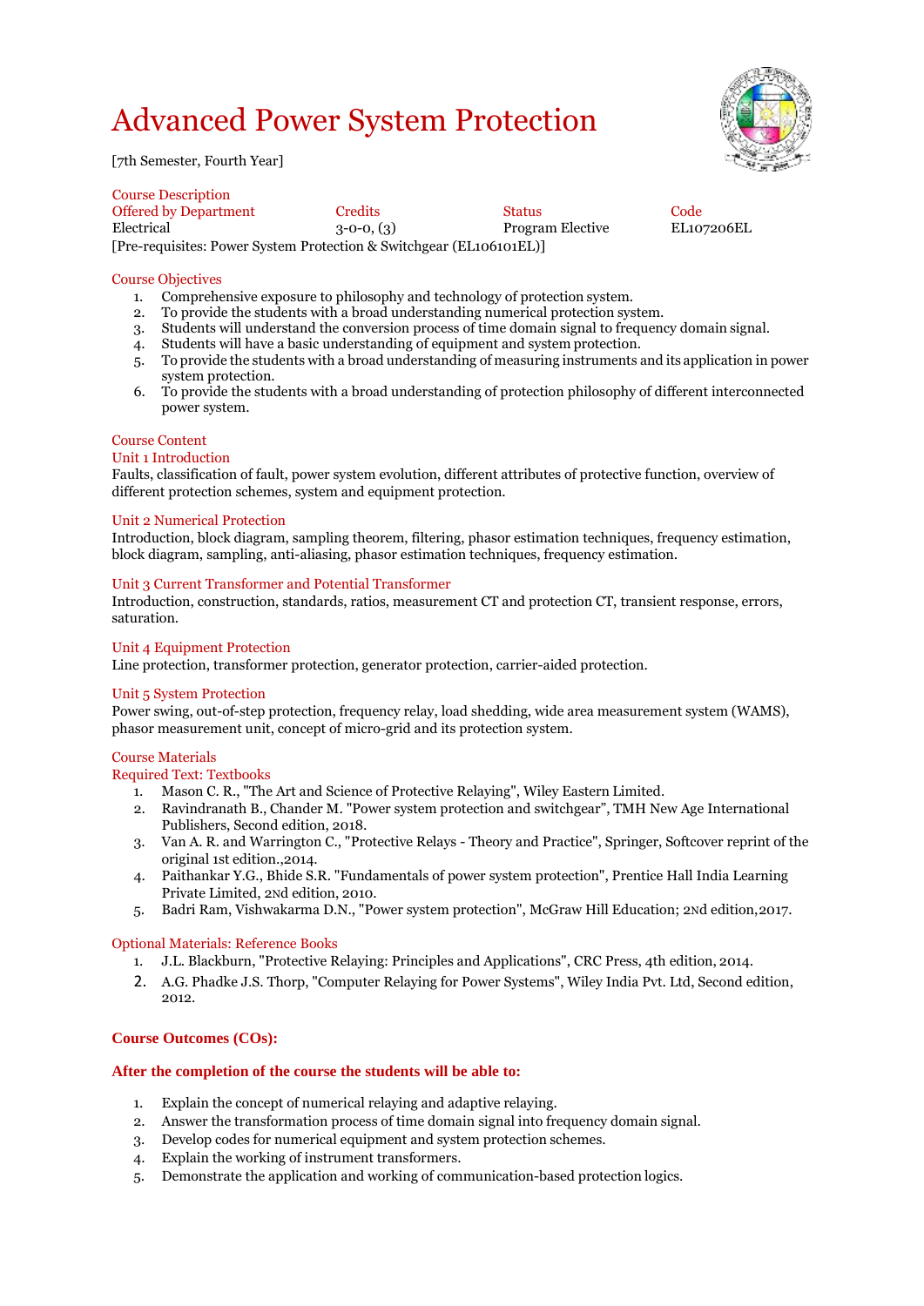# Advanced Power System Protection

[7th Semester, Fourth Year]

**Course Description**

| Offered by Department | Credits | Status | Code |
|---|---|---|---|
| Electrical | 3-0-0, (3) | Program Elective | EL107206EL |

[Pre-requisites: Power System Protection & Switchgear (EL106101EL)]

## Course Objectives

1. Comprehensive exposure to philosophy and technology of protection system.
2. To provide the students with a broad understanding numerical protection system.
3. Students will understand the conversion process of time domain signal to frequency domain signal.
4. Students will have a basic understanding of equipment and system protection.
5. To provide the students with a broad understanding of measuring instruments and its application in power system protection.
6. To provide the students with a broad understanding of protection philosophy of different interconnected power system.

## Course Content

### Unit 1 Introduction

Faults, classification of fault, power system evolution, different attributes of protective function, overview of different protection schemes, system and equipment protection.

### Unit 2 Numerical Protection

Introduction, block diagram, sampling theorem, filtering, phasor estimation techniques, frequency estimation, block diagram, sampling, anti-aliasing, phasor estimation techniques, frequency estimation.

### Unit 3 Current Transformer and Potential Transformer

Introduction, construction, standards, ratios, measurement CT and protection CT, transient response, errors, saturation.

### Unit 4 Equipment Protection

Line protection, transformer protection, generator protection, carrier-aided protection.

### Unit 5 System Protection

Power swing, out-of-step protection, frequency relay, load shedding, wide area measurement system (WAMS), phasor measurement unit, concept of micro-grid and its protection system.

## Course Materials

### Required Text: Textbooks

1. Mason C. R., "The Art and Science of Protective Relaying", Wiley Eastern Limited.
2. Ravindranath B., Chander M. "Power system protection and switchgear", TMH New Age International Publishers, Second edition, 2018.
3. Van A. R. and Warrington C., "Protective Relays - Theory and Practice", Springer, Softcover reprint of the original 1st edition.,2014.
4. Paithankar Y.G., Bhide S.R. "Fundamentals of power system protection", Prentice Hall India Learning Private Limited, 2Nd edition, 2010.
5. Badri Ram, Vishwakarma D.N., "Power system protection", McGraw Hill Education; 2Nd edition,2017.

### Optional Materials: Reference Books

1. J.L. Blackburn, "Protective Relaying: Principles and Applications", CRC Press, 4th edition, 2014.
2. A.G. Phadke J.S. Thorp, "Computer Relaying for Power Systems", Wiley India Pvt. Ltd, Second edition, 2012.

## Course Outcomes (COs):

**After the completion of the course the students will be able to:**

1. Explain the concept of numerical relaying and adaptive relaying.
2. Answer the transformation process of time domain signal into frequency domain signal.
3. Develop codes for numerical equipment and system protection schemes.
4. Explain the working of instrument transformers.
5. Demonstrate the application and working of communication-based protection logics.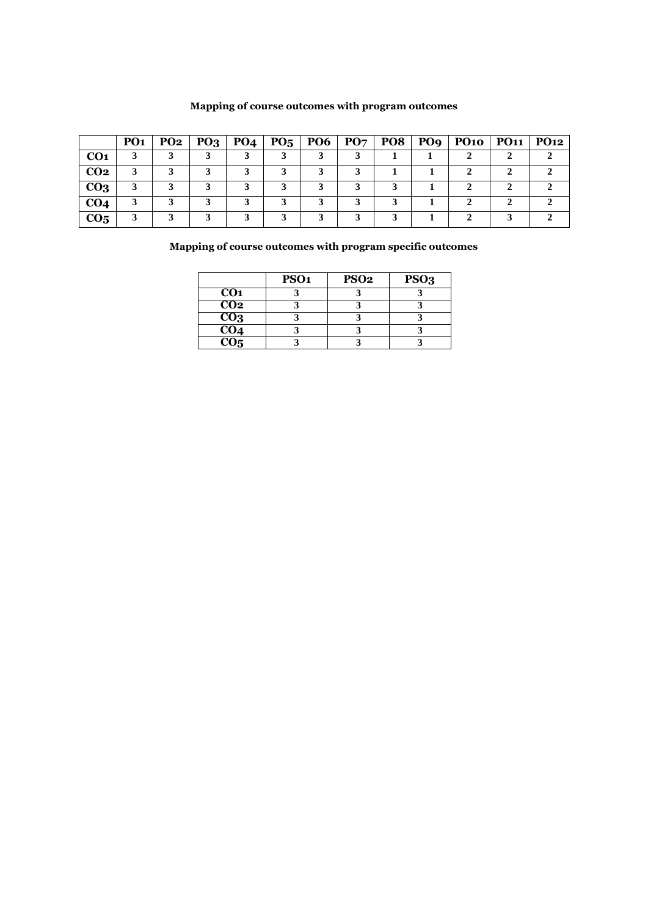**Mapping of course outcomes with program outcomes**

| | PO1 | PO2 | PO3 | PO4 | PO5 | PO6 | PO7 | PO8 | PO9 | PO10 | PO11 | PO12 |
|---|---|---|---|---|---|---|---|---|---|---|---|---|
| **CO1** | 3 | 3 | 3 | 3 | 3 | 3 | 3 | 1 | 1 | 2 | 2 | 2 |
| **CO2** | 3 | 3 | 3 | 3 | 3 | 3 | 3 | 1 | 1 | 2 | 2 | 2 |
| **CO3** | 3 | 3 | 3 | 3 | 3 | 3 | 3 | 3 | 1 | 2 | 2 | 2 |
| **CO4** | 3 | 3 | 3 | 3 | 3 | 3 | 3 | 3 | 1 | 2 | 2 | 2 |
| **CO5** | 3 | 3 | 3 | 3 | 3 | 3 | 3 | 3 | 1 | 2 | 3 | 2 |

**Mapping of course outcomes with program specific outcomes**

| | PSO1 | PSO2 | PSO3 |
|---|---|---|---|
| **CO1** | 3 | 3 | 3 |
| **CO2** | 3 | 3 | 3 |
| **CO3** | 3 | 3 | 3 |
| **CO4** | 3 | 3 | 3 |
| **CO5** | 3 | 3 | 3 |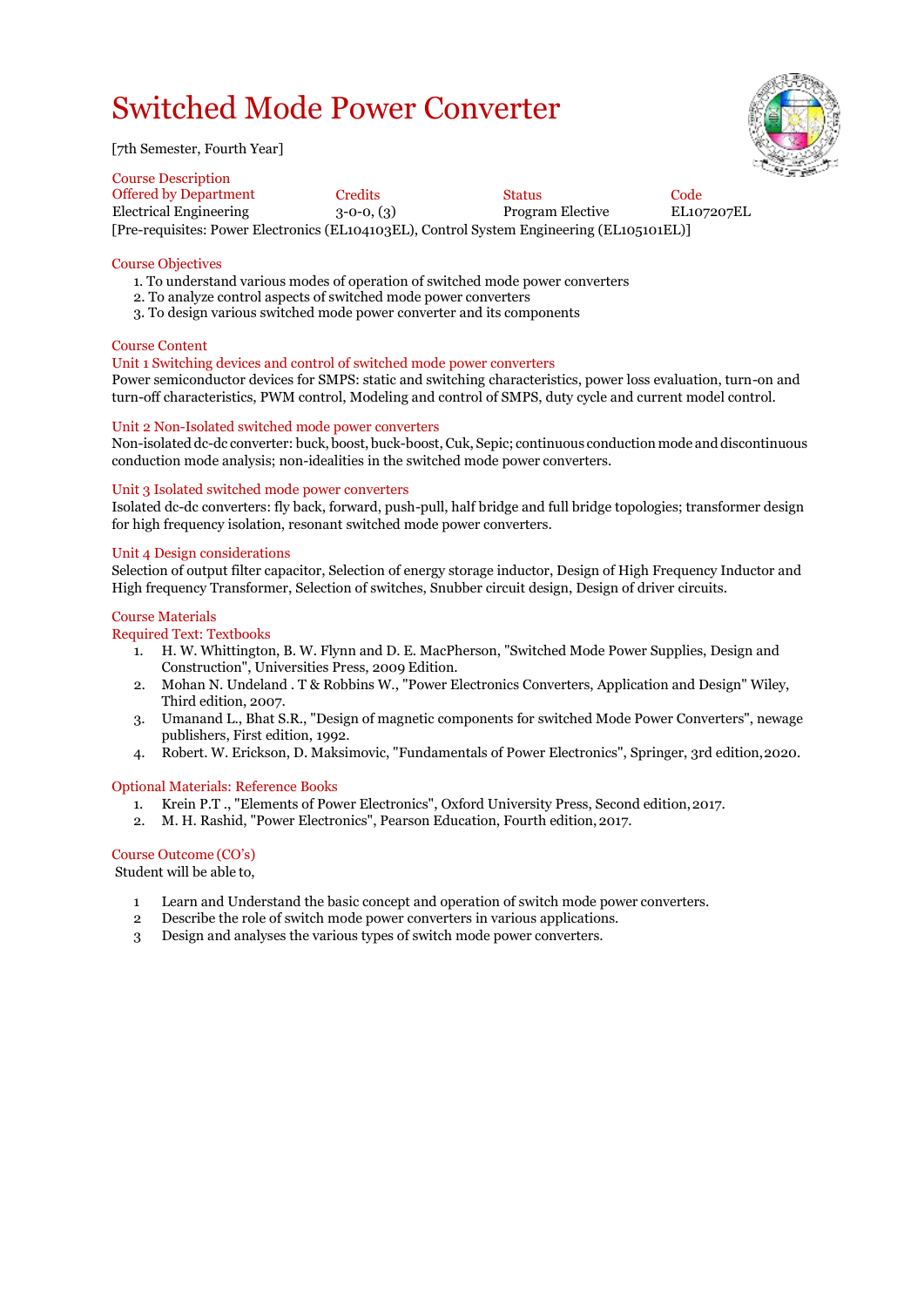# Switched Mode Power Converter

[7th Semester, Fourth Year]

## Course Description

| Offered by Department | Credits | Status | Code |
|---|---|---|---|
| Electrical Engineering | 3-0-0, (3) | Program Elective | EL107207EL |

[Pre-requisites: Power Electronics (EL104103EL), Control System Engineering (EL105101EL)]

## Course Objectives

1. To understand various modes of operation of switched mode power converters
2. To analyze control aspects of switched mode power converters
3. To design various switched mode power converter and its components

## Course Content

### Unit 1 Switching devices and control of switched mode power converters

Power semiconductor devices for SMPS: static and switching characteristics, power loss evaluation, turn-on and turn-off characteristics, PWM control, Modeling and control of SMPS, duty cycle and current model control.

### Unit 2 Non-Isolated switched mode power converters

Non-isolated dc-dc converter: buck, boost, buck-boost, Cuk, Sepic; continuous conduction mode and discontinuous conduction mode analysis; non-idealities in the switched mode power converters.

### Unit 3 Isolated switched mode power converters

Isolated dc-dc converters: fly back, forward, push-pull, half bridge and full bridge topologies; transformer design for high frequency isolation, resonant switched mode power converters.

### Unit 4 Design considerations

Selection of output filter capacitor, Selection of energy storage inductor, Design of High Frequency Inductor and High frequency Transformer, Selection of switches, Snubber circuit design, Design of driver circuits.

## Course Materials

### Required Text: Textbooks

1. H. W. Whittington, B. W. Flynn and D. E. MacPherson, "Switched Mode Power Supplies, Design and Construction", Universities Press, 2009 Edition.
2. Mohan N. Undeland . T & Robbins W., "Power Electronics Converters, Application and Design" Wiley, Third edition, 2007.
3. Umanand L., Bhat S.R., "Design of magnetic components for switched Mode Power Converters", newage publishers, First edition, 1992.
4. Robert. W. Erickson, D. Maksimovic, "Fundamentals of Power Electronics", Springer, 3rd edition, 2020.

### Optional Materials: Reference Books

1. Krein P.T ., "Elements of Power Electronics", Oxford University Press, Second edition, 2017.
2. M. H. Rashid, "Power Electronics", Pearson Education, Fourth edition, 2017.

## Course Outcome (CO's)

Student will be able to,

1. Learn and Understand the basic concept and operation of switch mode power converters.
2. Describe the role of switch mode power converters in various applications.
3. Design and analyses the various types of switch mode power converters.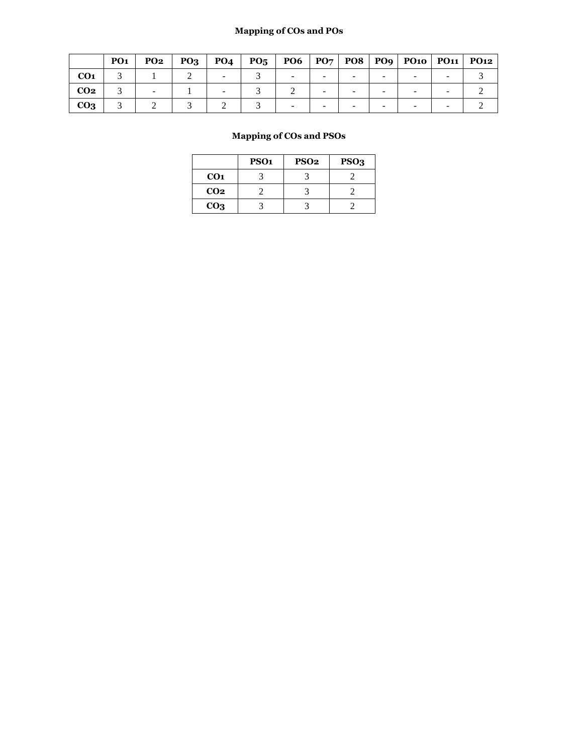**Mapping of COs and POs**

| | PO1 | PO2 | PO3 | PO4 | PO5 | PO6 | PO7 | PO8 | PO9 | PO10 | PO11 | PO12 |
|---|---|---|---|---|---|---|---|---|---|---|---|---|
| **CO1** | 3 | 1 | 2 | - | 3 | - | - | - | - | - | - | 3 |
| **CO2** | 3 | - | 1 | - | 3 | 2 | - | - | - | - | - | 2 |
| **CO3** | 3 | 2 | 3 | 2 | 3 | - | - | - | - | - | - | 2 |

**Mapping of COs and PSOs**

| | PSO1 | PSO2 | PSO3 |
|---|---|---|---|
| **CO1** | 3 | 3 | 2 |
| **CO2** | 2 | 3 | 2 |
| **CO3** | 3 | 3 | 2 |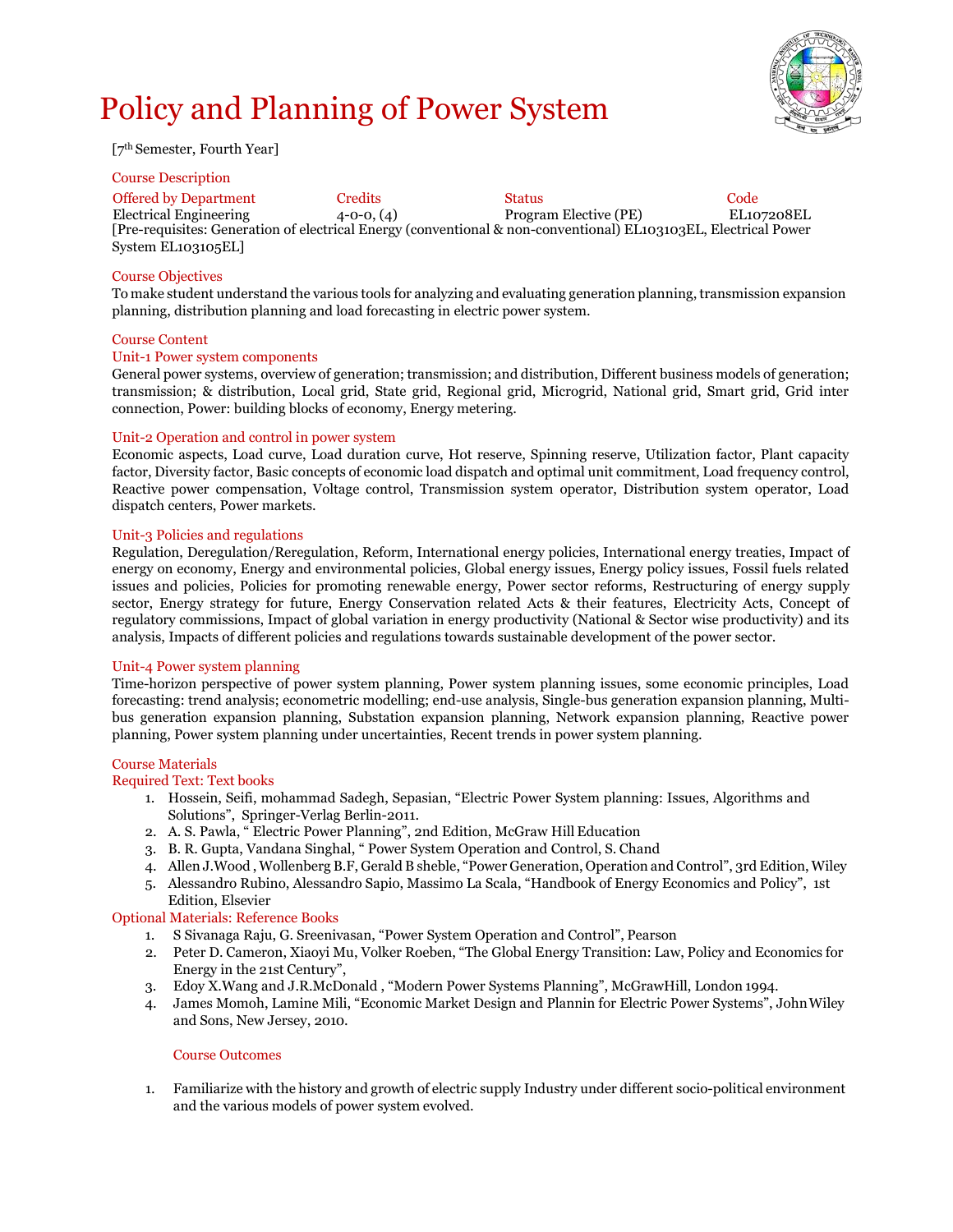# Policy and Planning of Power System

[7th Semester, Fourth Year]

## Course Description

| Offered by Department | Credits | Status | Code |
|---|---|---|---|
| Electrical Engineering | 4-0-0, (4) | Program Elective (PE) | EL107208EL |

[Pre-requisites: Generation of electrical Energy (conventional & non-conventional) EL103103EL, Electrical Power System EL103105EL]

## Course Objectives

To make student understand the various tools for analyzing and evaluating generation planning, transmission expansion planning, distribution planning and load forecasting in electric power system.

## Course Content

### Unit-1 Power system components

General power systems, overview of generation; transmission; and distribution, Different business models of generation; transmission; & distribution, Local grid, State grid, Regional grid, Microgrid, National grid, Smart grid, Grid inter connection, Power: building blocks of economy, Energy metering.

### Unit-2 Operation and control in power system

Economic aspects, Load curve, Load duration curve, Hot reserve, Spinning reserve, Utilization factor, Plant capacity factor, Diversity factor, Basic concepts of economic load dispatch and optimal unit commitment, Load frequency control, Reactive power compensation, Voltage control, Transmission system operator, Distribution system operator, Load dispatch centers, Power markets.

### Unit-3 Policies and regulations

Regulation, Deregulation/Reregulation, Reform, International energy policies, International energy treaties, Impact of energy on economy, Energy and environmental policies, Global energy issues, Energy policy issues, Fossil fuels related issues and policies, Policies for promoting renewable energy, Power sector reforms, Restructuring of energy supply sector, Energy strategy for future, Energy Conservation related Acts & their features, Electricity Acts, Concept of regulatory commissions, Impact of global variation in energy productivity (National & Sector wise productivity) and its analysis, Impacts of different policies and regulations towards sustainable development of the power sector.

### Unit-4 Power system planning

Time-horizon perspective of power system planning, Power system planning issues, some economic principles, Load forecasting: trend analysis; econometric modelling; end-use analysis, Single-bus generation expansion planning, Multi-bus generation expansion planning, Substation expansion planning, Network expansion planning, Reactive power planning, Power system planning under uncertainties, Recent trends in power system planning.

## Course Materials

### Required Text: Text books

1. Hossein, Seifi, mohammad Sadegh, Sepasian, "Electric Power System planning: Issues, Algorithms and Solutions", Springer-Verlag Berlin-2011.
2. A. S. Pawla, " Electric Power Planning", 2nd Edition, McGraw Hill Education
3. B. R. Gupta, Vandana Singhal, " Power System Operation and Control, S. Chand
4. Allen J.Wood , Wollenberg B.F, Gerald B sheble, "Power Generation, Operation and Control", 3rd Edition, Wiley
5. Alessandro Rubino, Alessandro Sapio, Massimo La Scala, "Handbook of Energy Economics and Policy", 1st Edition, Elsevier

### Optional Materials: Reference Books

1. S Sivanaga Raju, G. Sreenivasan, "Power System Operation and Control", Pearson
2. Peter D. Cameron, Xiaoyi Mu, Volker Roeben, "The Global Energy Transition: Law, Policy and Economics for Energy in the 21st Century",
3. Edoy X.Wang and J.R.McDonald , "Modern Power Systems Planning", McGrawHill, London 1994.
4. James Momoh, Lamine Mili, "Economic Market Design and Plannin for Electric Power Systems", John Wiley and Sons, New Jersey, 2010.

## Course Outcomes

1. Familiarize with the history and growth of electric supply Industry under different socio-political environment and the various models of power system evolved.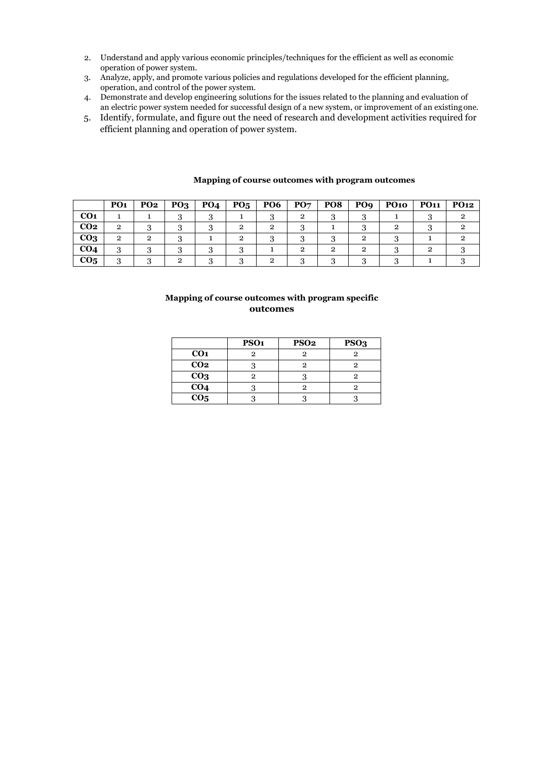2. Understand and apply various economic principles/techniques for the efficient as well as economic operation of power system.
3. Analyze, apply, and promote various policies and regulations developed for the efficient planning, operation, and control of the power system.
4. Demonstrate and develop engineering solutions for the issues related to the planning and evaluation of an electric power system needed for successful design of a new system, or improvement of an existing one.
5. Identify, formulate, and figure out the need of research and development activities required for efficient planning and operation of power system.

**Mapping of course outcomes with program outcomes**

| | PO1 | PO2 | PO3 | PO4 | PO5 | PO6 | PO7 | PO8 | PO9 | PO10 | PO11 | PO12 |
|---|---|---|---|---|---|---|---|---|---|---|---|---|
| **CO1** | 1 | 1 | 3 | 3 | 1 | 3 | 2 | 3 | 3 | 1 | 3 | 2 |
| **CO2** | 2 | 3 | 3 | 3 | 2 | 2 | 3 | 1 | 3 | 2 | 3 | 2 |
| **CO3** | 2 | 2 | 3 | 1 | 2 | 3 | 3 | 3 | 2 | 3 | 1 | 2 |
| **CO4** | 3 | 3 | 3 | 3 | 3 | 1 | 2 | 2 | 2 | 3 | 2 | 3 |
| **CO5** | 3 | 3 | 2 | 3 | 3 | 2 | 3 | 3 | 3 | 3 | 1 | 3 |

**Mapping of course outcomes with program specific outcomes**

| | PSO1 | PSO2 | PSO3 |
|---|---|---|---|
| **CO1** | 2 | 2 | 2 |
| **CO2** | 3 | 2 | 2 |
| **CO3** | 2 | 3 | 2 |
| **CO4** | 3 | 2 | 2 |
| **CO5** | 3 | 3 | 3 |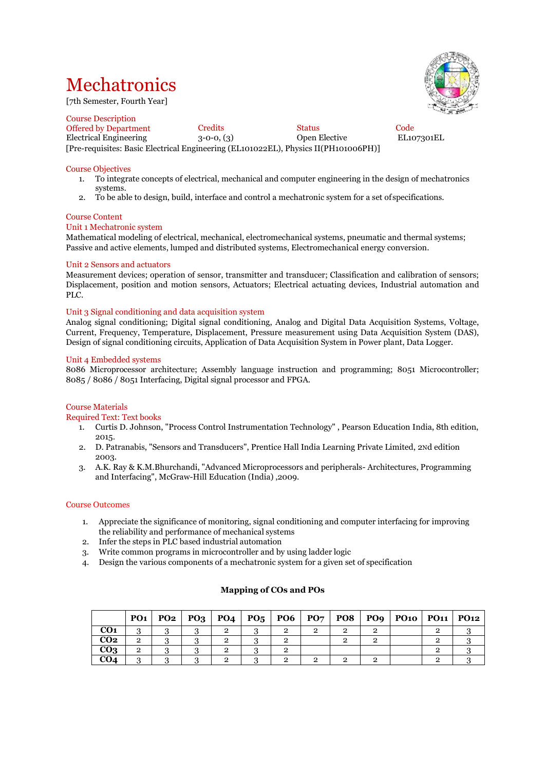# Mechatronics

[7th Semester, Fourth Year]

## Course Description

| Offered by Department | Credits | Status | Code |
|---|---|---|---|
| Electrical Engineering | 3-0-0, (3) | Open Elective | EL107301EL |

[Pre-requisites: Basic Electrical Engineering (EL101022EL), Physics II(PH101006PH)]

## Course Objectives

1. To integrate concepts of electrical, mechanical and computer engineering in the design of mechatronics systems.
2. To be able to design, build, interface and control a mechatronic system for a set of specifications.

## Course Content

### Unit 1 Mechatronic system

Mathematical modeling of electrical, mechanical, electromechanical systems, pneumatic and thermal systems; Passive and active elements, lumped and distributed systems, Electromechanical energy conversion.

### Unit 2 Sensors and actuators

Measurement devices; operation of sensor, transmitter and transducer; Classification and calibration of sensors; Displacement, position and motion sensors, Actuators; Electrical actuating devices, Industrial automation and PLC.

### Unit 3 Signal conditioning and data acquisition system

Analog signal conditioning; Digital signal conditioning, Analog and Digital Data Acquisition Systems, Voltage, Current, Frequency, Temperature, Displacement, Pressure measurement using Data Acquisition System (DAS), Design of signal conditioning circuits, Application of Data Acquisition System in Power plant, Data Logger.

### Unit 4 Embedded systems

8086 Microprocessor architecture; Assembly language instruction and programming; 8051 Microcontroller; 8085 / 8086 / 8051 Interfacing, Digital signal processor and FPGA.

## Course Materials

### Required Text: Text books

1. Curtis D. Johnson, "Process Control Instrumentation Technology" , Pearson Education India, 8th edition, 2015.
2. D. Patranabis, "Sensors and Transducers", Prentice Hall India Learning Private Limited, 2nd edition 2003.
3. A.K. Ray & K.M.Bhurchandi, "Advanced Microprocessors and peripherals- Architectures, Programming and Interfacing", McGraw-Hill Education (India) ,2009.

## Course Outcomes

1. Appreciate the significance of monitoring, signal conditioning and computer interfacing for improving the reliability and performance of mechanical systems
2. Infer the steps in PLC based industrial automation
3. Write common programs in microcontroller and by using ladder logic
4. Design the various components of a mechatronic system for a given set of specification

**Mapping of COs and POs**

| | PO1 | PO2 | PO3 | PO4 | PO5 | PO6 | PO7 | PO8 | PO9 | PO10 | PO11 | PO12 |
|---|---|---|---|---|---|---|---|---|---|---|---|---|
| CO1 | 3 | 3 | 3 | 2 | 3 | 2 | 2 | 2 | 2 | | 2 | 3 |
| CO2 | 2 | 3 | 3 | 2 | 3 | 2 | | 2 | 2 | | 2 | 3 |
| CO3 | 2 | 3 | 3 | 2 | 3 | 2 | | | | | 2 | 3 |
| CO4 | 3 | 3 | 3 | 2 | 3 | 2 | 2 | 2 | 2 | | 2 | 3 |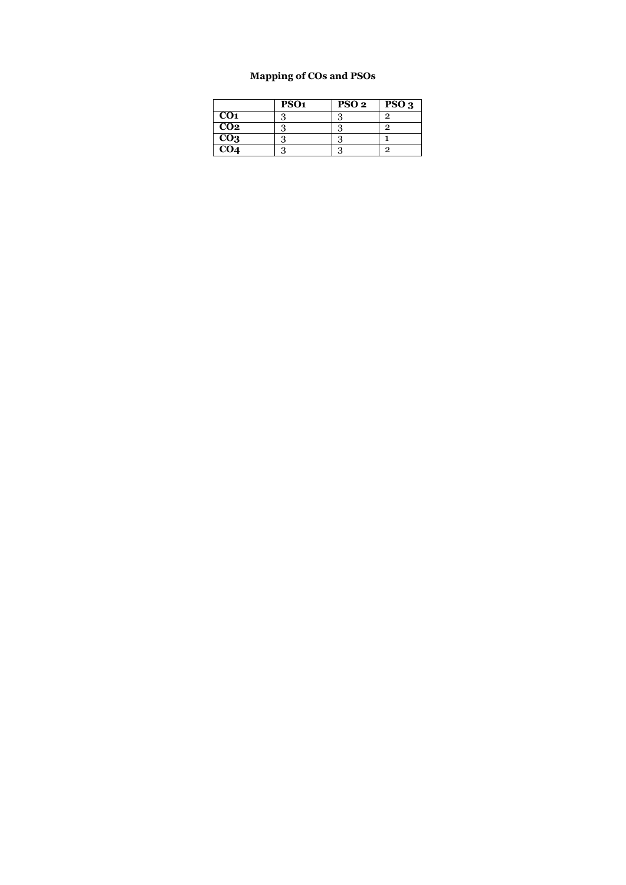**Mapping of COs and PSOs**

| | PSO1 | PSO 2 | PSO 3 |
|---|---|---|---|
| **CO1** | 3 | 3 | 2 |
| **CO2** | 3 | 3 | 2 |
| **CO3** | 3 | 3 | 1 |
| **CO4** | 3 | 3 | 2 |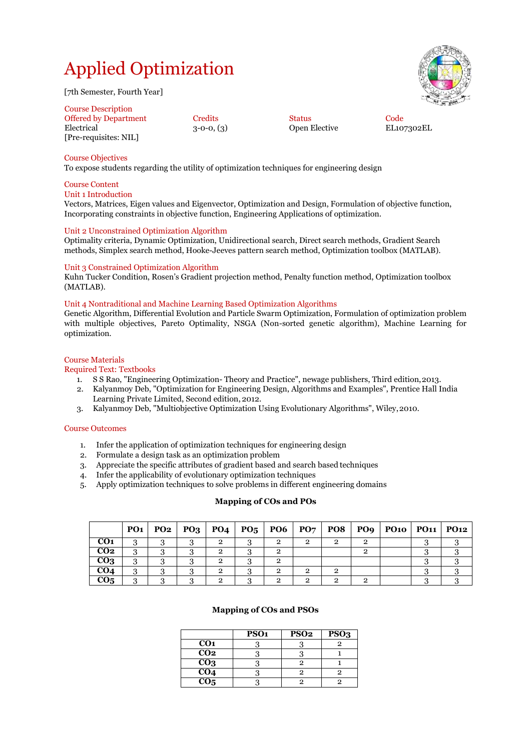# Applied Optimization

[7th Semester, Fourth Year]

Course Description

| Offered by Department | Credits | Status | Code |
|---|---|---|---|
| Electrical | 3-0-0, (3) | Open Elective | EL107302EL |

[Pre-requisites: NIL]

## Course Objectives

To expose students regarding the utility of optimization techniques for engineering design

## Course Content

### Unit 1 Introduction

Vectors, Matrices, Eigen values and Eigenvector, Optimization and Design, Formulation of objective function, Incorporating constraints in objective function, Engineering Applications of optimization.

### Unit 2 Unconstrained Optimization Algorithm

Optimality criteria, Dynamic Optimization, Unidirectional search, Direct search methods, Gradient Search methods, Simplex search method, Hooke-Jeeves pattern search method, Optimization toolbox (MATLAB).

### Unit 3 Constrained Optimization Algorithm

Kuhn Tucker Condition, Rosen's Gradient projection method, Penalty function method, Optimization toolbox (MATLAB).

### Unit 4 Nontraditional and Machine Learning Based Optimization Algorithms

Genetic Algorithm, Differential Evolution and Particle Swarm Optimization, Formulation of optimization problem with multiple objectives, Pareto Optimality, NSGA (Non-sorted genetic algorithm), Machine Learning for optimization.

## Course Materials

### Required Text: Textbooks

1. S S Rao, "Engineering Optimization- Theory and Practice", newage publishers, Third edition, 2013.
2. Kalyanmoy Deb, "Optimization for Engineering Design, Algorithms and Examples", Prentice Hall India Learning Private Limited, Second edition, 2012.
3. Kalyanmoy Deb, "Multiobjective Optimization Using Evolutionary Algorithms", Wiley, 2010.

## Course Outcomes

1. Infer the application of optimization techniques for engineering design
2. Formulate a design task as an optimization problem
3. Appreciate the specific attributes of gradient based and search based techniques
4. Infer the applicability of evolutionary optimization techniques
5. Apply optimization techniques to solve problems in different engineering domains

**Mapping of COs and POs**

| | PO1 | PO2 | PO3 | PO4 | PO5 | PO6 | PO7 | PO8 | PO9 | PO10 | PO11 | PO12 |
|---|---|---|---|---|---|---|---|---|---|---|---|---|
| CO1 | 3 | 3 | 3 | 2 | 3 | 2 | 2 | 2 | 2 | | 3 | 3 |
| CO2 | 3 | 3 | 3 | 2 | 3 | 2 | | | 2 | | 3 | 3 |
| CO3 | 3 | 3 | 3 | 2 | 3 | 2 | | | | | 3 | 3 |
| CO4 | 3 | 3 | 3 | 2 | 3 | 2 | 2 | 2 | | | 3 | 3 |
| CO5 | 3 | 3 | 3 | 2 | 3 | 2 | 2 | 2 | 2 | | 3 | 3 |

**Mapping of COs and PSOs**

| | PSO1 | PSO2 | PSO3 |
|---|---|---|---|
| CO1 | 3 | 3 | 2 |
| CO2 | 3 | 3 | 1 |
| CO3 | 3 | 2 | 1 |
| CO4 | 3 | 2 | 2 |
| CO5 | 3 | 2 | 2 |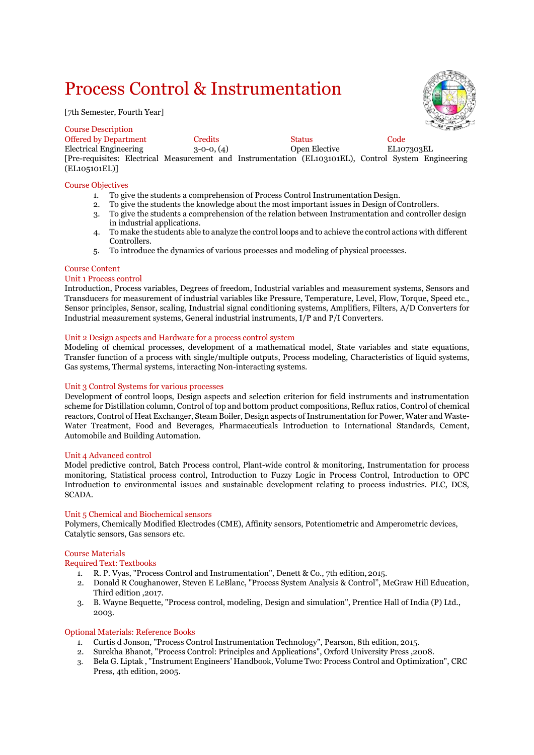# Process Control & Instrumentation

[7th Semester, Fourth Year]

## Course Description

| Offered by Department | Credits | Status | Code |
|---|---|---|---|
| Electrical Engineering | 3-0-0, (4) | Open Elective | EL107303EL |

[Pre-requisites: Electrical Measurement and Instrumentation (EL103101EL), Control System Engineering (EL105101EL)]

## Course Objectives

1. To give the students a comprehension of Process Control Instrumentation Design.
2. To give the students the knowledge about the most important issues in Design of Controllers.
3. To give the students a comprehension of the relation between Instrumentation and controller design in industrial applications.
4. To make the students able to analyze the control loops and to achieve the control actions with different Controllers.
5. To introduce the dynamics of various processes and modeling of physical processes.

## Course Content

### Unit 1 Process control

Introduction, Process variables, Degrees of freedom, Industrial variables and measurement systems, Sensors and Transducers for measurement of industrial variables like Pressure, Temperature, Level, Flow, Torque, Speed etc., Sensor principles, Sensor, scaling, Industrial signal conditioning systems, Amplifiers, Filters, A/D Converters for Industrial measurement systems, General industrial instruments, I/P and P/I Converters.

### Unit 2 Design aspects and Hardware for a process control system

Modeling of chemical processes, development of a mathematical model, State variables and state equations, Transfer function of a process with single/multiple outputs, Process modeling, Characteristics of liquid systems, Gas systems, Thermal systems, interacting Non-interacting systems.

### Unit 3 Control Systems for various processes

Development of control loops, Design aspects and selection criterion for field instruments and instrumentation scheme for Distillation column, Control of top and bottom product compositions, Reflux ratios, Control of chemical reactors, Control of Heat Exchanger, Steam Boiler, Design aspects of Instrumentation for Power, Water and Waste-Water Treatment, Food and Beverages, Pharmaceuticals Introduction to International Standards, Cement, Automobile and Building Automation.

### Unit 4 Advanced control

Model predictive control, Batch Process control, Plant-wide control & monitoring, Instrumentation for process monitoring, Statistical process control, Introduction to Fuzzy Logic in Process Control, Introduction to OPC Introduction to environmental issues and sustainable development relating to process industries. PLC, DCS, SCADA.

### Unit 5 Chemical and Biochemical sensors

Polymers, Chemically Modified Electrodes (CME), Affinity sensors, Potentiometric and Amperometric devices, Catalytic sensors, Gas sensors etc.

## Course Materials

### Required Text: Textbooks

1. R. P. Vyas, "Process Control and Instrumentation", Denett & Co., 7th edition, 2015.
2. Donald R Coughanower, Steven E LeBlanc, "Process System Analysis & Control", McGraw Hill Education, Third edition ,2017.
3. B. Wayne Bequette, "Process control, modeling, Design and simulation", Prentice Hall of India (P) Ltd., 2003.

### Optional Materials: Reference Books

1. Curtis d Jonson, "Process Control Instrumentation Technology", Pearson, 8th edition, 2015.
2. Surekha Bhanot, "Process Control: Principles and Applications", Oxford University Press ,2008.
3. Bela G. Liptak , "Instrument Engineers' Handbook, Volume Two: Process Control and Optimization", CRC Press, 4th edition, 2005.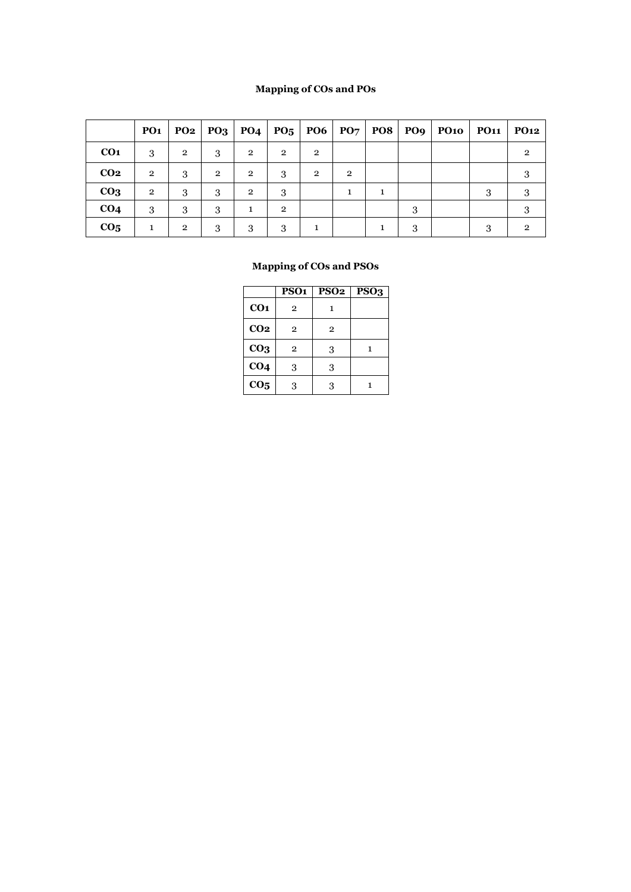**Mapping of COs and POs**

| | PO1 | PO2 | PO3 | PO4 | PO5 | PO6 | PO7 | PO8 | PO9 | PO10 | PO11 | PO12 |
|---|---|---|---|---|---|---|---|---|---|---|---|---|
| **CO1** | 3 | 2 | 3 | 2 | 2 | 2 | | | | | | 2 |
| **CO2** | 2 | 3 | 2 | 2 | 3 | 2 | 2 | | | | | 3 |
| **CO3** | 2 | 3 | 3 | 2 | 3 | | 1 | 1 | | | 3 | 3 |
| **CO4** | 3 | 3 | 3 | 1 | 2 | | | | 3 | | | 3 |
| **CO5** | 1 | 2 | 3 | 3 | 3 | 1 | | 1 | 3 | | 3 | 2 |

**Mapping of COs and PSOs**

| | PSO1 | PSO2 | PSO3 |
|---|---|---|---|
| **CO1** | 2 | 1 | |
| **CO2** | 2 | 2 | |
| **CO3** | 2 | 3 | 1 |
| **CO4** | 3 | 3 | |
| **CO5** | 3 | 3 | 1 |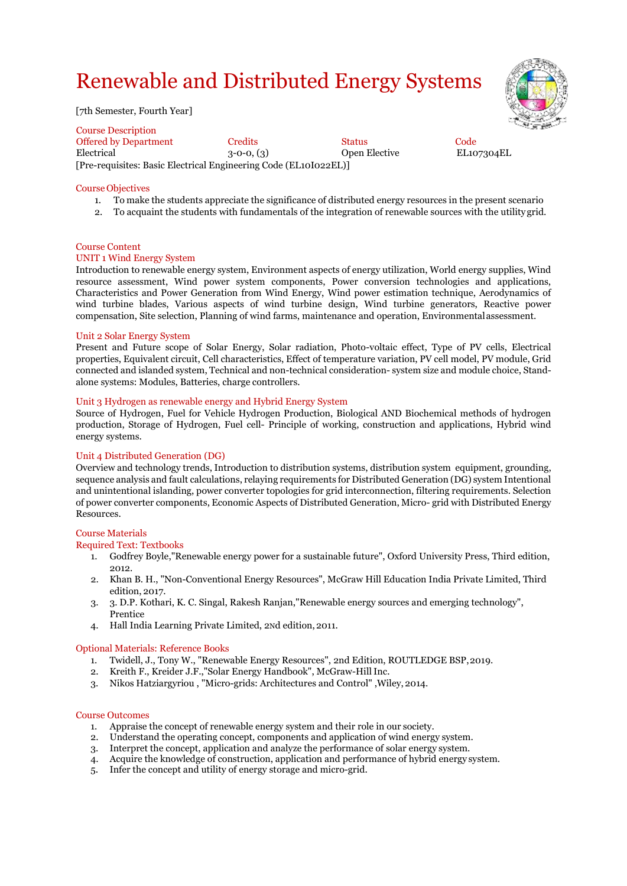# Renewable and Distributed Energy Systems

[7th Semester, Fourth Year]

Course Description

| Offered by Department | Credits | Status | Code |
|---|---|---|---|
| Electrical | 3-0-0, (3) | Open Elective | EL107304EL |

[Pre-requisites: Basic Electrical Engineering Code (EL10I022EL)]

Course Objectives

1. To make the students appreciate the significance of distributed energy resources in the present scenario
2. To acquaint the students with fundamentals of the integration of renewable sources with the utility grid.

Course Content

UNIT 1 Wind Energy System

Introduction to renewable energy system, Environment aspects of energy utilization, World energy supplies, Wind resource assessment, Wind power system components, Power conversion technologies and applications, Characteristics and Power Generation from Wind Energy, Wind power estimation technique, Aerodynamics of wind turbine blades, Various aspects of wind turbine design, Wind turbine generators, Reactive power compensation, Site selection, Planning of wind farms, maintenance and operation, Environmental assessment.

Unit 2 Solar Energy System

Present and Future scope of Solar Energy, Solar radiation, Photo-voltaic effect, Type of PV cells, Electrical properties, Equivalent circuit, Cell characteristics, Effect of temperature variation, PV cell model, PV module, Grid connected and islanded system, Technical and non-technical consideration- system size and module choice, Stand-alone systems: Modules, Batteries, charge controllers.

Unit 3 Hydrogen as renewable energy and Hybrid Energy System

Source of Hydrogen, Fuel for Vehicle Hydrogen Production, Biological AND Biochemical methods of hydrogen production, Storage of Hydrogen, Fuel cell- Principle of working, construction and applications, Hybrid wind energy systems.

Unit 4 Distributed Generation (DG)

Overview and technology trends, Introduction to distribution systems, distribution system equipment, grounding, sequence analysis and fault calculations, relaying requirements for Distributed Generation (DG) system Intentional and unintentional islanding, power converter topologies for grid interconnection, filtering requirements. Selection of power converter components, Economic Aspects of Distributed Generation, Micro- grid with Distributed Energy Resources.

Course Materials

Required Text: Textbooks

1. Godfrey Boyle,"Renewable energy power for a sustainable future", Oxford University Press, Third edition, 2012.
2. Khan B. H., "Non-Conventional Energy Resources", McGraw Hill Education India Private Limited, Third edition, 2017.
3. 3. D.P. Kothari, K. C. Singal, Rakesh Ranjan,"Renewable energy sources and emerging technology", Prentice
4. Hall India Learning Private Limited, 2Nd edition, 2011.

Optional Materials: Reference Books

1. Twidell, J., Tony W., "Renewable Energy Resources", 2nd Edition, ROUTLEDGE BSP, 2019.
2. Kreith F., Kreider J.F.,"Solar Energy Handbook", McGraw-Hill Inc.
3. Nikos Hatziargyriou , "Micro-grids: Architectures and Control" ,Wiley, 2014.

Course Outcomes

1. Appraise the concept of renewable energy system and their role in our society.
2. Understand the operating concept, components and application of wind energy system.
3. Interpret the concept, application and analyze the performance of solar energy system.
4. Acquire the knowledge of construction, application and performance of hybrid energy system.
5. Infer the concept and utility of energy storage and micro-grid.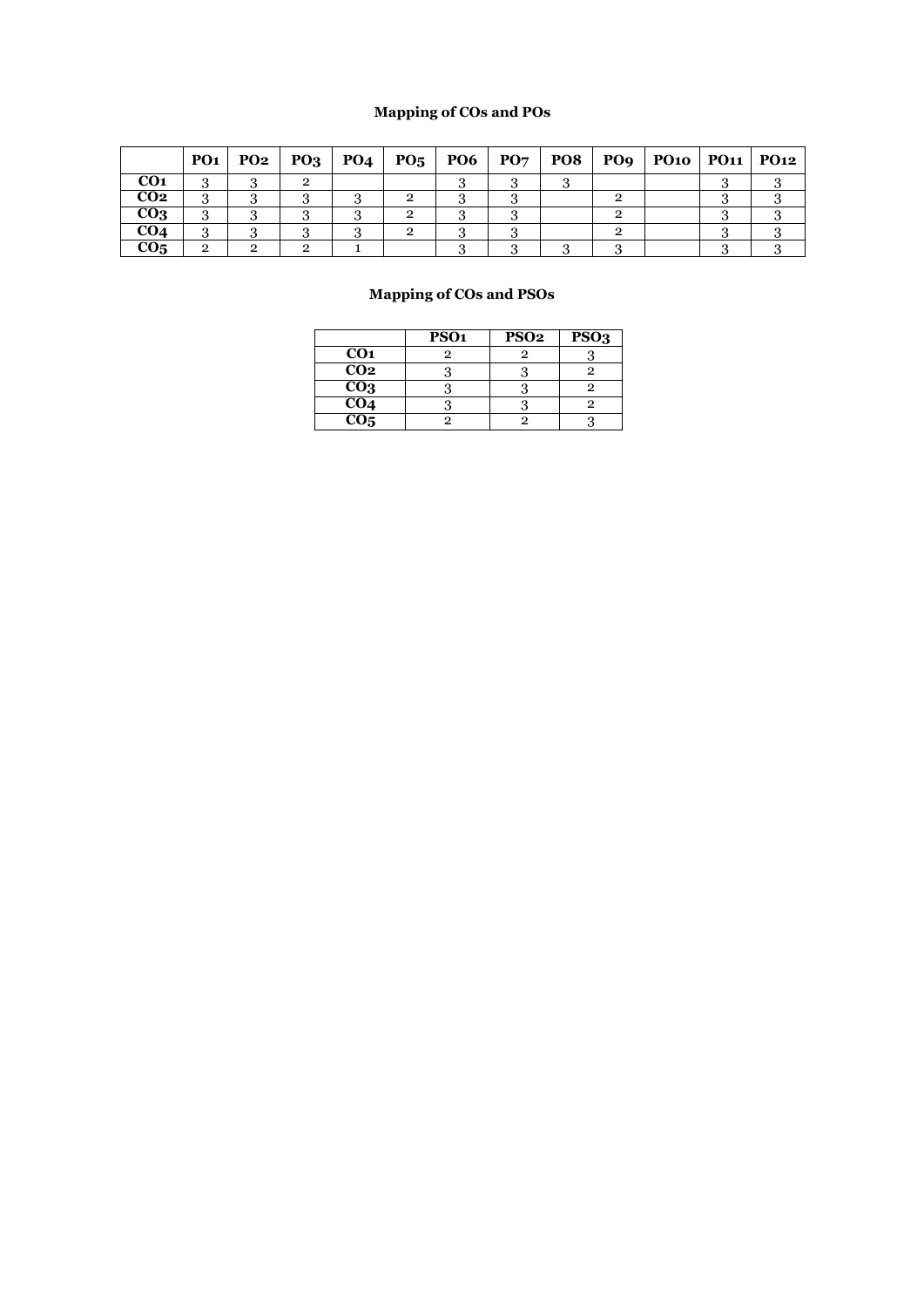**Mapping of COs and POs**

| | PO1 | PO2 | PO3 | PO4 | PO5 | PO6 | PO7 | PO8 | PO9 | PO10 | PO11 | PO12 |
|---|---|---|---|---|---|---|---|---|---|---|---|---|
| **CO1** | 3 | 3 | 2 | | | 3 | 3 | 3 | | | 3 | 3 |
| **CO2** | 3 | 3 | 3 | 3 | 2 | 3 | 3 | | 2 | | 3 | 3 |
| **CO3** | 3 | 3 | 3 | 3 | 2 | 3 | 3 | | 2 | | 3 | 3 |
| **CO4** | 3 | 3 | 3 | 3 | 2 | 3 | 3 | | 2 | | 3 | 3 |
| **CO5** | 2 | 2 | 2 | 1 | | 3 | 3 | 3 | 3 | | 3 | 3 |

**Mapping of COs and PSOs**

| | PSO1 | PSO2 | PSO3 |
|---|---|---|---|
| **CO1** | 2 | 2 | 3 |
| **CO2** | 3 | 3 | 2 |
| **CO3** | 3 | 3 | 2 |
| **CO4** | 3 | 3 | 2 |
| **CO5** | 2 | 2 | 3 |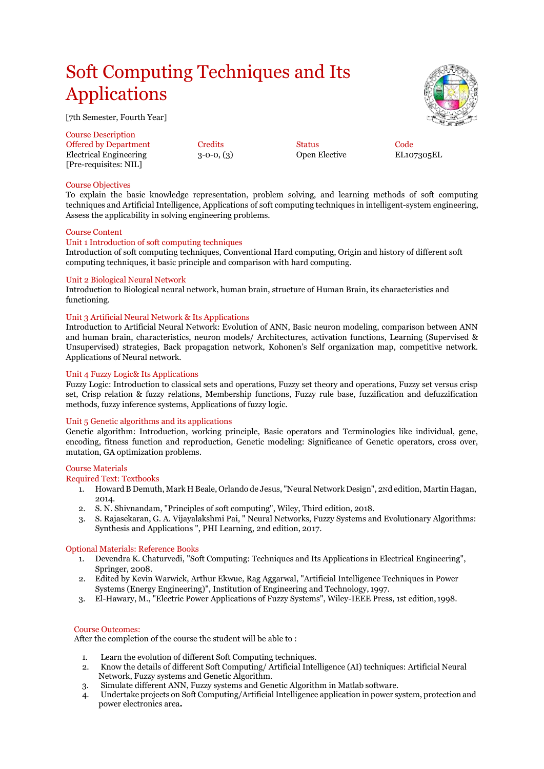# Soft Computing Techniques and Its Applications

[7th Semester, Fourth Year]

## Course Description

| Offered by Department | Credits | Status | Code |
|---|---|---|---|
| Electrical Engineering | 3-0-0, (3) | Open Elective | EL107305EL |
| [Pre-requisites: NIL] | | | |

## Course Objectives

To explain the basic knowledge representation, problem solving, and learning methods of soft computing techniques and Artificial Intelligence, Applications of soft computing techniques in intelligent-system engineering, Assess the applicability in solving engineering problems.

## Course Content

### Unit 1 Introduction of soft computing techniques

Introduction of soft computing techniques, Conventional Hard computing, Origin and history of different soft computing techniques, it basic principle and comparison with hard computing.

### Unit 2 Biological Neural Network

Introduction to Biological neural network, human brain, structure of Human Brain, its characteristics and functioning.

### Unit 3 Artificial Neural Network & Its Applications

Introduction to Artificial Neural Network: Evolution of ANN, Basic neuron modeling, comparison between ANN and human brain, characteristics, neuron models/ Architectures, activation functions, Learning (Supervised & Unsupervised) strategies, Back propagation network, Kohonen's Self organization map, competitive network. Applications of Neural network.

### Unit 4 Fuzzy Logic& Its Applications

Fuzzy Logic: Introduction to classical sets and operations, Fuzzy set theory and operations, Fuzzy set versus crisp set, Crisp relation & fuzzy relations, Membership functions, Fuzzy rule base, fuzzification and defuzzification methods, fuzzy inference systems, Applications of fuzzy logic.

### Unit 5 Genetic algorithms and its applications

Genetic algorithm: Introduction, working principle, Basic operators and Terminologies like individual, gene, encoding, fitness function and reproduction, Genetic modeling: Significance of Genetic operators, cross over, mutation, GA optimization problems.

## Course Materials

### Required Text: Textbooks

1. Howard B Demuth, Mark H Beale, Orlando de Jesus, "Neural Network Design", 2ND edition, Martin Hagan, 2014.
2. S. N. Shivnandam, "Principles of soft computing", Wiley, Third edition, 2018.
3. S. Rajasekaran, G. A. Vijayalakshmi Pai, " Neural Networks, Fuzzy Systems and Evolutionary Algorithms: Synthesis and Applications ", PHI Learning, 2nd edition, 2017.

### Optional Materials: Reference Books

1. Devendra K. Chaturvedi, "Soft Computing: Techniques and Its Applications in Electrical Engineering", Springer, 2008.
2. Edited by Kevin Warwick, Arthur Ekwue, Rag Aggarwal, "Artificial Intelligence Techniques in Power Systems (Energy Engineering)", Institution of Engineering and Technology, 1997.
3. El-Hawary, M., "Electric Power Applications of Fuzzy Systems", Wiley-IEEE Press, 1st edition, 1998.

## Course Outcomes:

After the completion of the course the student will be able to :

1. Learn the evolution of different Soft Computing techniques.
2. Know the details of different Soft Computing/ Artificial Intelligence (AI) techniques: Artificial Neural Network, Fuzzy systems and Genetic Algorithm.
3. Simulate different ANN, Fuzzy systems and Genetic Algorithm in Matlab software.
4. Undertake projects on Soft Computing/Artificial Intelligence application in power system, protection and power electronics area**.**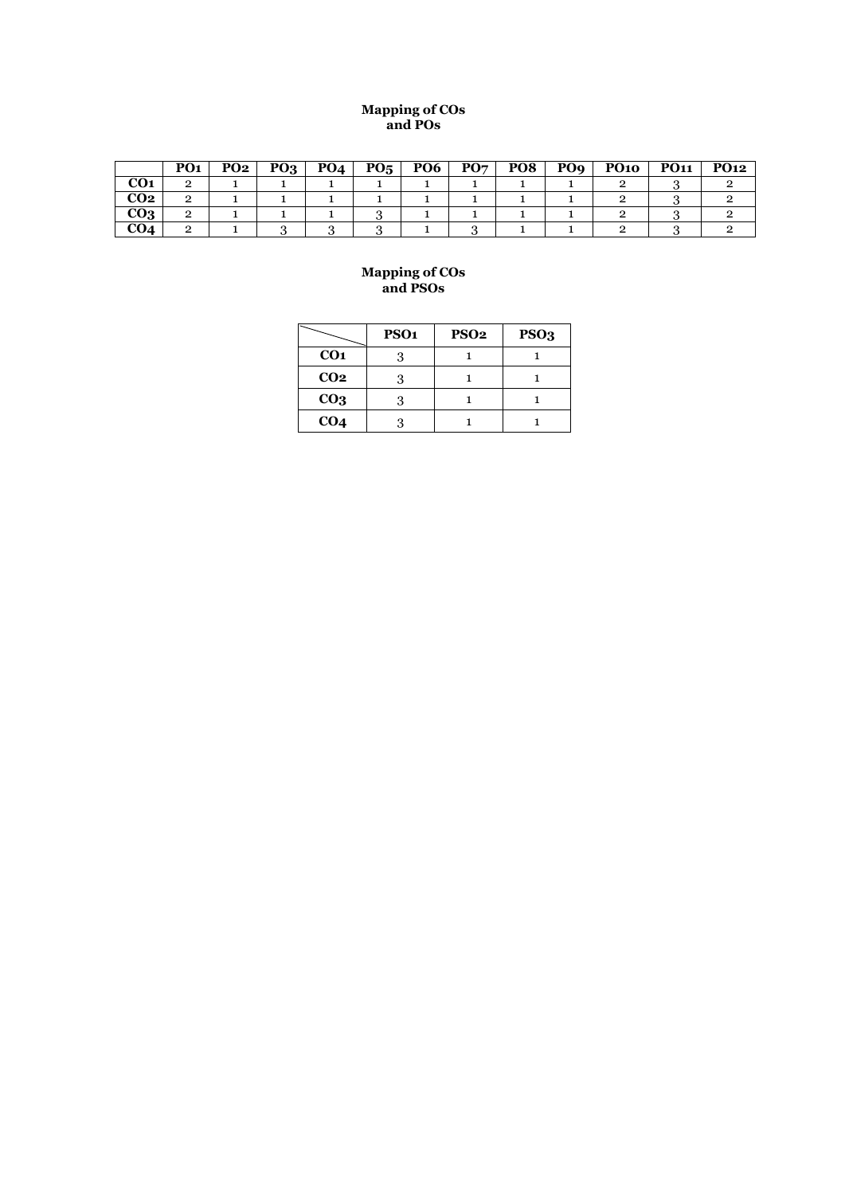**Mapping of COs and POs**

| | PO1 | PO2 | PO3 | PO4 | PO5 | PO6 | PO7 | PO8 | PO9 | PO10 | PO11 | PO12 |
|---|---|---|---|---|---|---|---|---|---|---|---|---|
| **CO1** | 2 | 1 | 1 | 1 | 1 | 1 | 1 | 1 | 1 | 2 | 3 | 2 |
| **CO2** | 2 | 1 | 1 | 1 | 1 | 1 | 1 | 1 | 1 | 2 | 3 | 2 |
| **CO3** | 2 | 1 | 1 | 1 | 3 | 1 | 1 | 1 | 1 | 2 | 3 | 2 |
| **CO4** | 2 | 1 | 3 | 3 | 3 | 1 | 3 | 1 | 1 | 2 | 3 | 2 |

**Mapping of COs and PSOs**

| | PSO1 | PSO2 | PSO3 |
|---|---|---|---|
| **CO1** | 3 | 1 | 1 |
| **CO2** | 3 | 1 | 1 |
| **CO3** | 3 | 1 | 1 |
| **CO4** | 3 | 1 | 1 |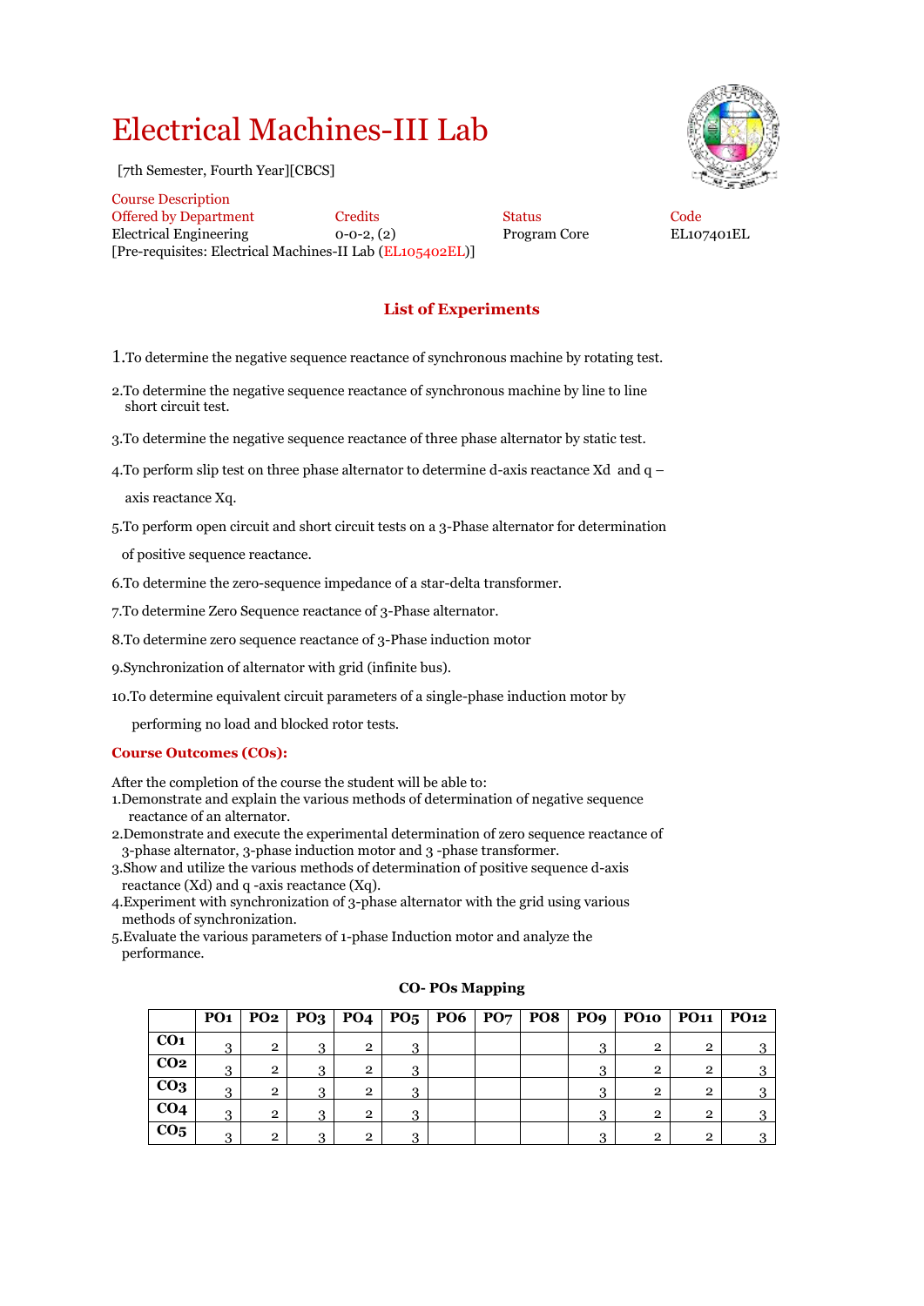# Electrical Machines-III Lab

[7th Semester, Fourth Year][CBCS]

Course Description

| Offered by Department | Credits | Status | Code |
|---|---|---|---|
| Electrical Engineering | 0-0-2, (2) | Program Core | EL107401EL |

[Pre-requisites: Electrical Machines-II Lab (EL105402EL)]

## List of Experiments

1. To determine the negative sequence reactance of synchronous machine by rotating test.
2. To determine the negative sequence reactance of synchronous machine by line to line short circuit test.
3. To determine the negative sequence reactance of three phase alternator by static test.
4. To perform slip test on three phase alternator to determine d-axis reactance Xd and q – axis reactance Xq.
5. To perform open circuit and short circuit tests on a 3-Phase alternator for determination of positive sequence reactance.
6. To determine the zero-sequence impedance of a star-delta transformer.
7. To determine Zero Sequence reactance of 3-Phase alternator.
8. To determine zero sequence reactance of 3-Phase induction motor
9. Synchronization of alternator with grid (infinite bus).
10. To determine equivalent circuit parameters of a single-phase induction motor by performing no load and blocked rotor tests.

## Course Outcomes (COs):

After the completion of the course the student will be able to:

1. Demonstrate and explain the various methods of determination of negative sequence reactance of an alternator.
2. Demonstrate and execute the experimental determination of zero sequence reactance of 3-phase alternator, 3-phase induction motor and 3 -phase transformer.
3. Show and utilize the various methods of determination of positive sequence d-axis reactance (Xd) and q -axis reactance (Xq).
4. Experiment with synchronization of 3-phase alternator with the grid using various methods of synchronization.
5. Evaluate the various parameters of 1-phase Induction motor and analyze the performance.

**CO- POs Mapping**

| | PO1 | PO2 | PO3 | PO4 | PO5 | PO6 | PO7 | PO8 | PO9 | PO10 | PO11 | PO12 |
|---|---|---|---|---|---|---|---|---|---|---|---|---|
| **CO1** | 3 | 2 | 3 | 2 | 3 | | | | 3 | 2 | 2 | 3 |
| **CO2** | 3 | 2 | 3 | 2 | 3 | | | | 3 | 2 | 2 | 3 |
| **CO3** | 3 | 2 | 3 | 2 | 3 | | | | 3 | 2 | 2 | 3 |
| **CO4** | 3 | 2 | 3 | 2 | 3 | | | | 3 | 2 | 2 | 3 |
| **CO5** | 3 | 2 | 3 | 2 | 3 | | | | 3 | 2 | 2 | 3 |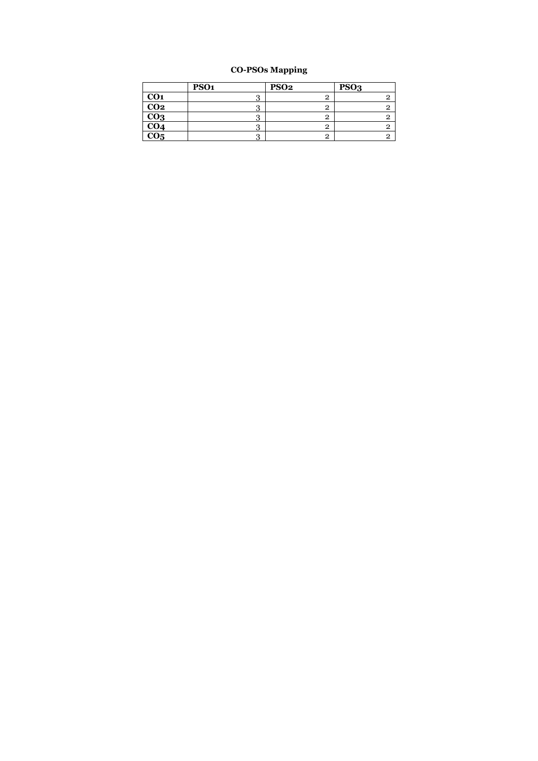**CO-PSOs Mapping**

| | PSO1 | PSO2 | PSO3 |
|---|---|---|---|
| **CO1** | 3 | 2 | 2 |
| **CO2** | 3 | 2 | 2 |
| **CO3** | 3 | 2 | 2 |
| **CO4** | 3 | 2 | 2 |
| **CO5** | 3 | 2 | 2 |